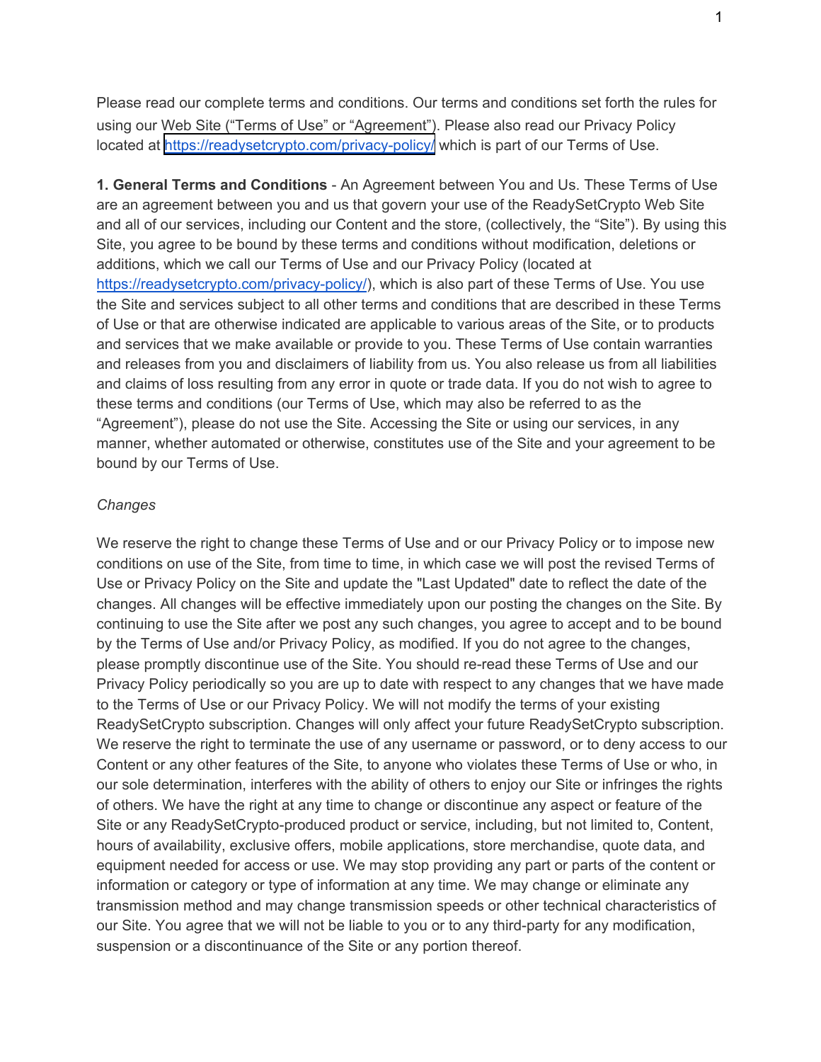Please read our complete terms and conditions. Our terms and conditions set forth the rules for using our Web Site ("Terms of Use" or "Agreement"). Please also read our Privacy Policy located at https://readysetcrypto.com/privacy-policy/ which is part of our Terms of Use.

**1. General Terms and Conditions** - An Agreement between You and Us. These Terms of Use are an agreement between you and us that govern your use of the ReadySetCrypto Web Site and all of our services, including our Content and the store, (collectively, the "Site"). By using this Site, you agree to be bound by these terms and conditions without modification, deletions or additions, which we call our Terms of Use and our Privacy Policy (located at https://readysetcrypto.com/privacy-policy/), which is also part of these Terms of Use. You use the Site and services subject to all other terms and conditions that are described in these Terms of Use or that are otherwise indicated are applicable to various areas of the Site, or to products and services that we make available or provide to you. These Terms of Use contain warranties and releases from you and disclaimers of liability from us. You also release us from all liabilities and claims of loss resulting from any error in quote or trade data. If you do not wish to agree to these terms and conditions (our Terms of Use, which may also be referred to as the "Agreement"), please do not use the Site. Accessing the Site or using our services, in any manner, whether automated or otherwise, constitutes use of the Site and your agreement to be bound by our Terms of Use.

*Changes*

We reserve the right to change these Terms of Use and or our Privacy Policy or to impose new conditions on use of the Site, from time to time, in which case we will post the revised Terms of Use or Privacy Policy on the Site and update the "Last Updated" date to reflect the date of the changes. All changes will be effective immediately upon our posting the changes on the Site. By continuing to use the Site after we post any such changes, you agree to accept and to be bound by the Terms of Use and/or Privacy Policy, as modified. If you do not agree to the changes, please promptly discontinue use of the Site. You should re-read these Terms of Use and our Privacy Policy periodically so you are up to date with respect to any changes that we have made to the Terms of Use or our Privacy Policy. We will not modify the terms of your existing ReadySetCrypto subscription. Changes will only affect your future ReadySetCrypto subscription. We reserve the right to terminate the use of any username or password, or to deny access to our Content or any other features of the Site, to anyone who violates these Terms of Use or who, in our sole determination, interferes with the ability of others to enjoy our Site or infringes the rights of others. We have the right at any time to change or discontinue any aspect or feature of the Site or any ReadySetCrypto-produced product or service, including, but not limited to, Content, hours of availability, exclusive offers, mobile applications, store merchandise, quote data, and equipment needed for access or use. We may stop providing any part or parts of the content or information or category or type of information at any time. We may change or eliminate any transmission method and may change transmission speeds or other technical characteristics of our Site. You agree that we will not be liable to you or to any third-party for any modification, suspension or a discontinuance of the Site or any portion thereof.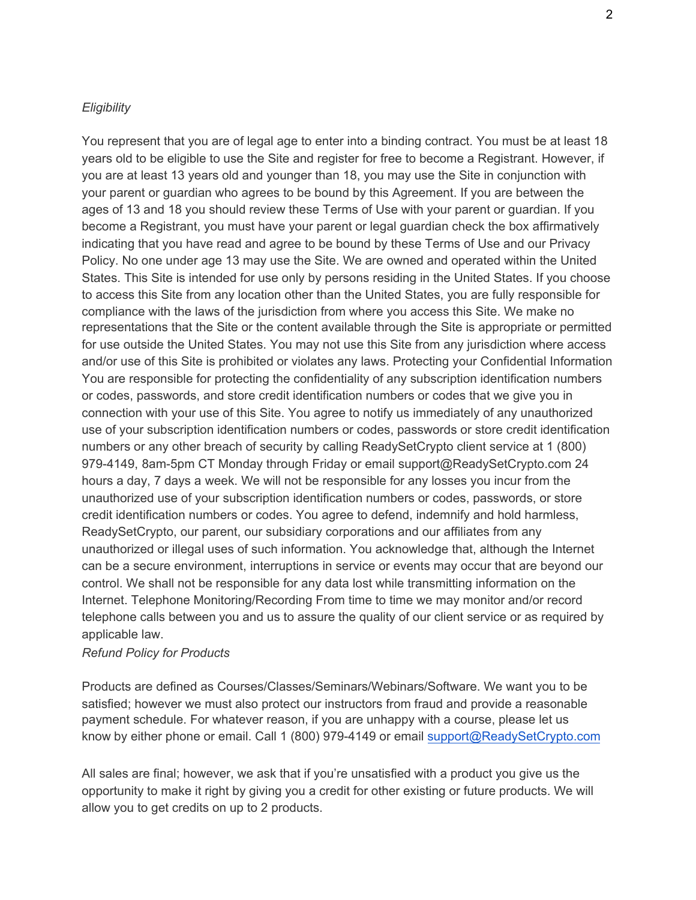*Eligibility*

You represent that you are of legal age to enter into a binding contract. You must be at least 18 years old to be eligible to use the Site and register for free to become a Registrant. However, if you are at least 13 years old and younger than 18, you may use the Site in conjunction with your parent or guardian who agrees to be bound by this Agreement. If you are between the ages of 13 and 18 you should review these Terms of Use with your parent or guardian. If you become a Registrant, you must have your parent or legal guardian check the box affirmatively indicating that you have read and agree to be bound by these Terms of Use and our Privacy Policy. No one under age 13 may use the Site. We are owned and operated within the United States. This Site is intended for use only by persons residing in the United States. If you choose to access this Site from any location other than the United States, you are fully responsible for compliance with the laws of the jurisdiction from where you access this Site. We make no representations that the Site or the content available through the Site is appropriate or permitted for use outside the United States. You may not use this Site from any jurisdiction where access and/or use of this Site is prohibited or violates any laws. Protecting your Confidential Information You are responsible for protecting the confidentiality of any subscription identification numbers or codes, passwords, and store credit identification numbers or codes that we give you in connection with your use of this Site. You agree to notify us immediately of any unauthorized use of your subscription identification numbers or codes, passwords or store credit identification numbers or any other breach of security by calling ReadySetCrypto client service at 1 (800) 979-4149, 8am-5pm CT Monday through Friday or email support@ReadySetCrypto.com 24 hours a day, 7 days a week. We will not be responsible for any losses you incur from the unauthorized use of your subscription identification numbers or codes, passwords, or store credit identification numbers or codes. You agree to defend, indemnify and hold harmless, ReadySetCrypto, our parent, our subsidiary corporations and our affiliates from any unauthorized or illegal uses of such information. You acknowledge that, although the Internet can be a secure environment, interruptions in service or events may occur that are beyond our control. We shall not be responsible for any data lost while transmitting information on the Internet. Telephone Monitoring/Recording From time to time we may monitor and/or record telephone calls between you and us to assure the quality of our client service or as required by applicable law.

*Refund Policy for Products*

Products are defined as Courses/Classes/Seminars/Webinars/Software. We want you to be satisfied; however we must also protect our instructors from fraud and provide a reasonable payment schedule. For whatever reason, if you are unhappy with a course, please let us know by either phone or email. Call 1 (800) 979-4149 or email support@ReadySetCrypto.com

All sales are final; however, we ask that if you're unsatisfied with a product you give us the opportunity to make it right by giving you a credit for other existing or future products. We will allow you to get credits on up to 2 products.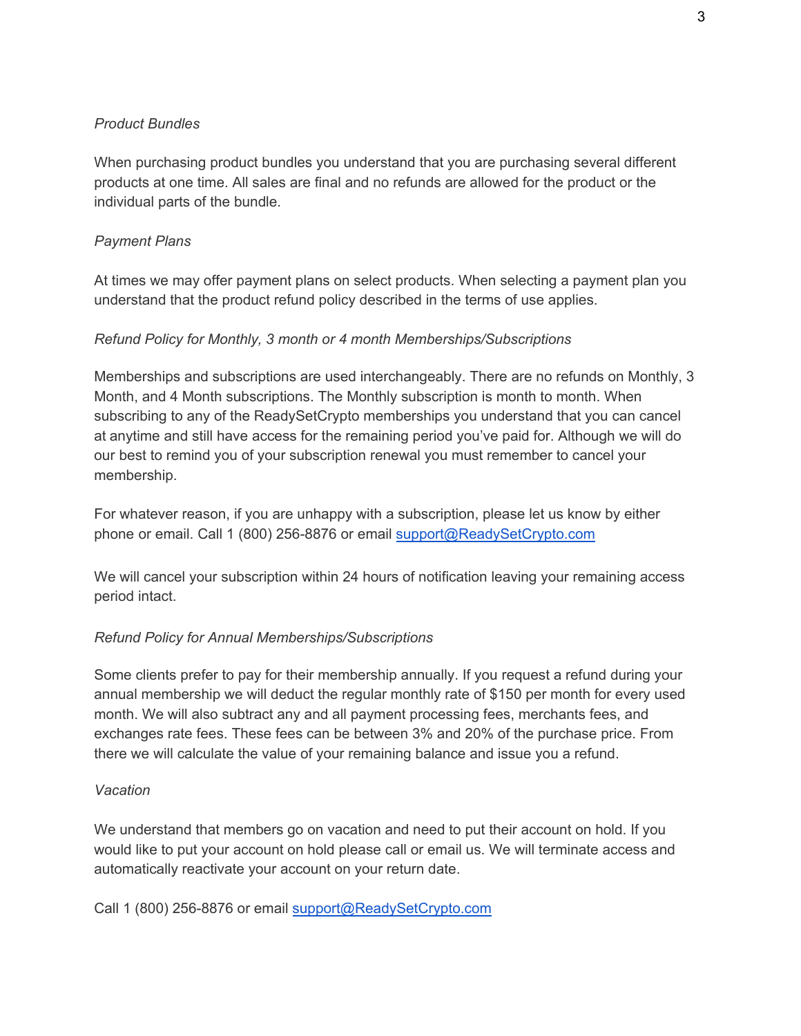*Product Bundles*

When purchasing product bundles you understand that you are purchasing several different products at one time. All sales are final and no refunds are allowed for the product or the individual parts of the bundle.

*Payment Plans*

At times we may offer payment plans on select products. When selecting a payment plan you understand that the product refund policy described in the terms of use applies.

*Refund Policy for Monthly, 3 month or 4 month Memberships/Subscriptions*

Memberships and subscriptions are used interchangeably. There are no refunds on Monthly, 3 Month, and 4 Month subscriptions. The Monthly subscription is month to month. When subscribing to any of the ReadySetCrypto memberships you understand that you can cancel at anytime and still have access for the remaining period you've paid for. Although we will do our best to remind you of your subscription renewal you must remember to cancel your membership.

For whatever reason, if you are unhappy with a subscription, please let us know by either phone or email. Call 1 (800) 256-8876 or email [support@ReadySetCrypto.com](mailto:support@ReadySetCrypto.com)

We will cancel your subscription within 24 hours of notification leaving your remaining access period intact.

*Refund Policy for Annual Memberships/Subscriptions*

Some clients prefer to pay for their membership annually. If you request a refund during your annual membership we will deduct the regular monthly rate of $150 per month for every used month. We will also subtract any and all payment processing fees, merchants fees, and exchanges rate fees. These fees can be between 3% and 20% of the purchase price. From there we will calculate the value of your remaining balance and issue you a refund.

*Vacation*

We understand that members go on vacation and need to put their account on hold. If you would like to put your account on hold please call or email us. We will terminate access and automatically reactivate your account on your return date.

Call 1 (800) 256-8876 or email [support@ReadySetCrypto.com](mailto:support@ReadySetCrypto.com)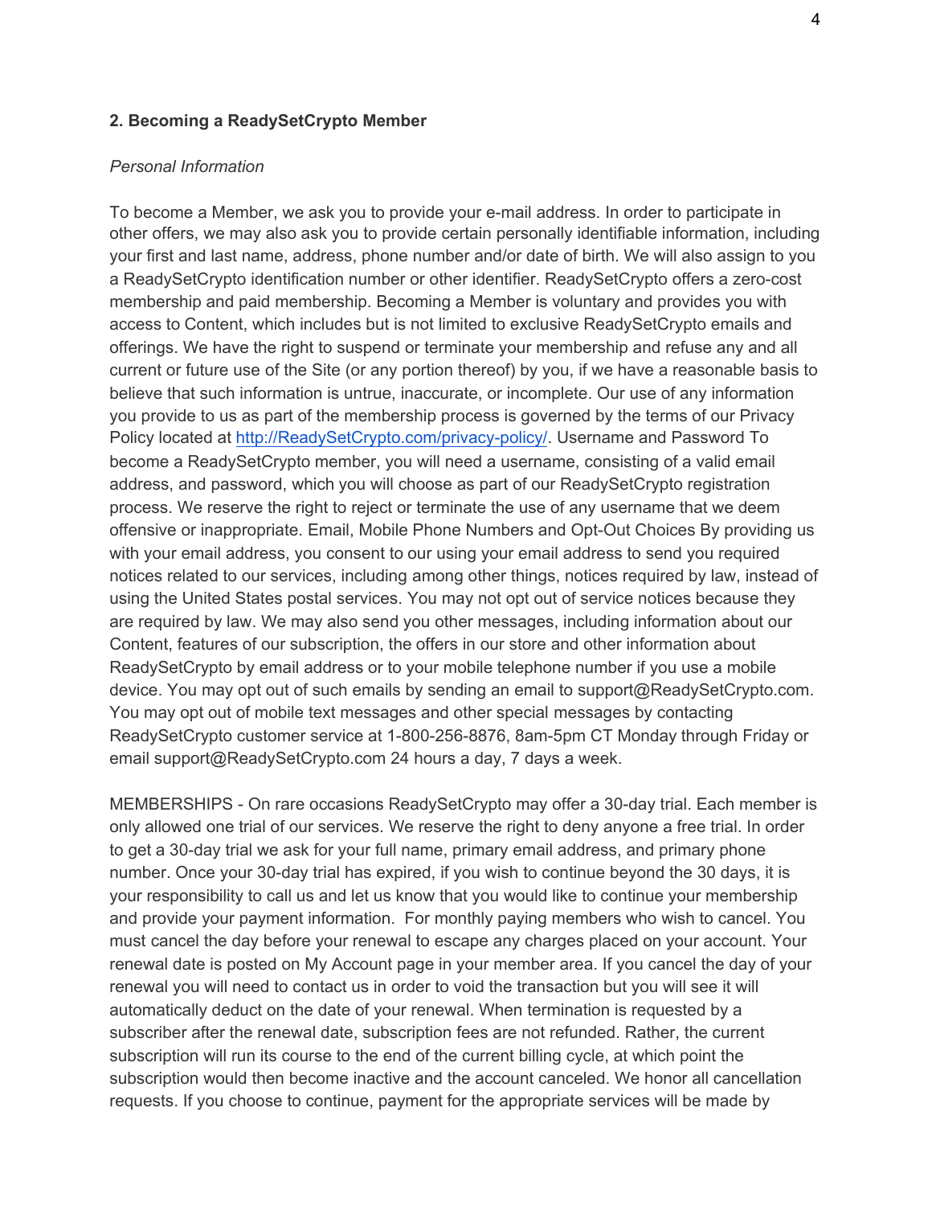**2. Becoming a ReadySetCrypto Member**

*Personal Information*

To become a Member, we ask you to provide your e-mail address. In order to participate in other offers, we may also ask you to provide certain personally identifiable information, including your first and last name, address, phone number and/or date of birth. We will also assign to you a ReadySetCrypto identification number or other identifier. ReadySetCrypto offers a zero-cost membership and paid membership. Becoming a Member is voluntary and provides you with access to Content, which includes but is not limited to exclusive ReadySetCrypto emails and offerings. We have the right to suspend or terminate your membership and refuse any and all current or future use of the Site (or any portion thereof) by you, if we have a reasonable basis to believe that such information is untrue, inaccurate, or incomplete. Our use of any information you provide to us as part of the membership process is governed by the terms of our Privacy Policy located at [http://ReadySetCrypto.com/privacy-policy/](http://ReadySetCrypto.com/privacy-policy/). Username and Password To become a ReadySetCrypto member, you will need a username, consisting of a valid email address, and password, which you will choose as part of our ReadySetCrypto registration process. We reserve the right to reject or terminate the use of any username that we deem offensive or inappropriate. Email, Mobile Phone Numbers and Opt-Out Choices By providing us with your email address, you consent to our using your email address to send you required notices related to our services, including among other things, notices required by law, instead of using the United States postal services. You may not opt out of service notices because they are required by law. We may also send you other messages, including information about our Content, features of our subscription, the offers in our store and other information about ReadySetCrypto by email address or to your mobile telephone number if you use a mobile device. You may opt out of such emails by sending an email to support@ReadySetCrypto.com. You may opt out of mobile text messages and other special messages by contacting ReadySetCrypto customer service at 1-800-256-8876, 8am-5pm CT Monday through Friday or email support@ReadySetCrypto.com 24 hours a day, 7 days a week.

MEMBERSHIPS - On rare occasions ReadySetCrypto may offer a 30-day trial. Each member is only allowed one trial of our services. We reserve the right to deny anyone a free trial. In order to get a 30-day trial we ask for your full name, primary email address, and primary phone number. Once your 30-day trial has expired, if you wish to continue beyond the 30 days, it is your responsibility to call us and let us know that you would like to continue your membership and provide your payment information. For monthly paying members who wish to cancel. You must cancel the day before your renewal to escape any charges placed on your account. Your renewal date is posted on My Account page in your member area. If you cancel the day of your renewal you will need to contact us in order to void the transaction but you will see it will automatically deduct on the date of your renewal. When termination is requested by a subscriber after the renewal date, subscription fees are not refunded. Rather, the current subscription will run its course to the end of the current billing cycle, at which point the subscription would then become inactive and the account canceled. We honor all cancellation requests. If you choose to continue, payment for the appropriate services will be made by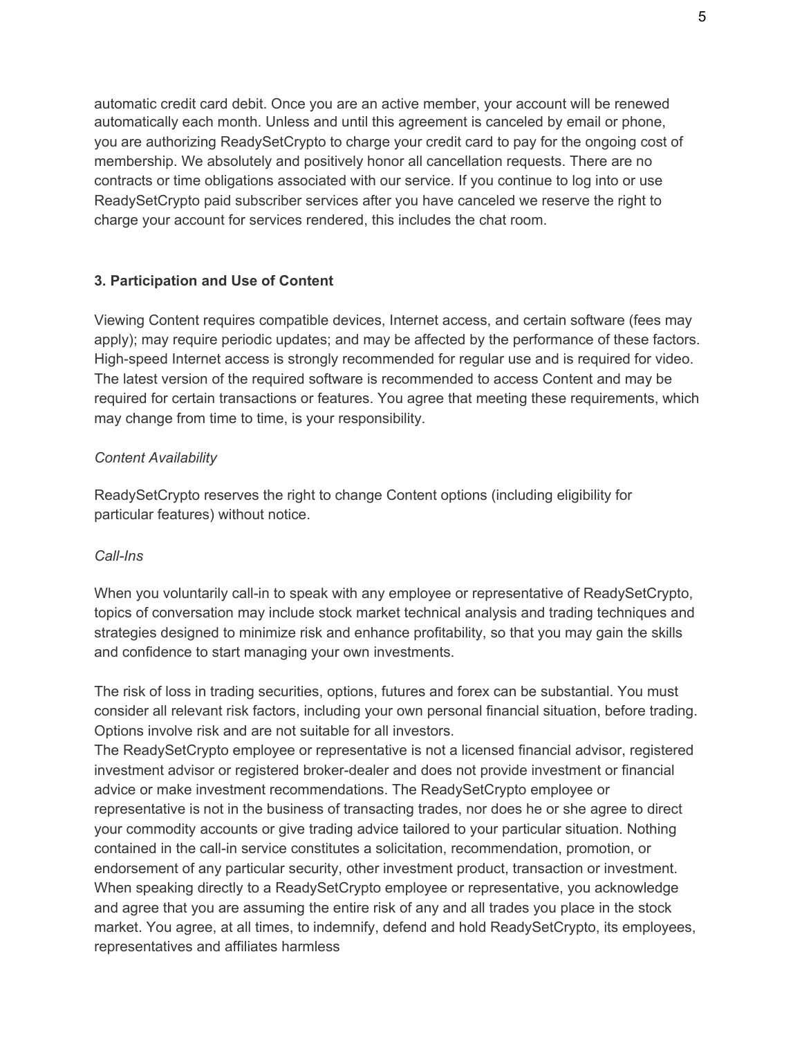automatic credit card debit. Once you are an active member, your account will be renewed automatically each month. Unless and until this agreement is canceled by email or phone, you are authorizing ReadySetCrypto to charge your credit card to pay for the ongoing cost of membership. We absolutely and positively honor all cancellation requests. There are no contracts or time obligations associated with our service. If you continue to log into or use ReadySetCrypto paid subscriber services after you have canceled we reserve the right to charge your account for services rendered, this includes the chat room.

### 3. Participation and Use of Content

Viewing Content requires compatible devices, Internet access, and certain software (fees may apply); may require periodic updates; and may be affected by the performance of these factors. High-speed Internet access is strongly recommended for regular use and is required for video. The latest version of the required software is recommended to access Content and may be required for certain transactions or features. You agree that meeting these requirements, which may change from time to time, is your responsibility.

*Content Availability*

ReadySetCrypto reserves the right to change Content options (including eligibility for particular features) without notice.

*Call-Ins*

When you voluntarily call-in to speak with any employee or representative of ReadySetCrypto, topics of conversation may include stock market technical analysis and trading techniques and strategies designed to minimize risk and enhance profitability, so that you may gain the skills and confidence to start managing your own investments.

The risk of loss in trading securities, options, futures and forex can be substantial. You must consider all relevant risk factors, including your own personal financial situation, before trading. Options involve risk and are not suitable for all investors.
The ReadySetCrypto employee or representative is not a licensed financial advisor, registered investment advisor or registered broker-dealer and does not provide investment or financial advice or make investment recommendations. The ReadySetCrypto employee or representative is not in the business of transacting trades, nor does he or she agree to direct your commodity accounts or give trading advice tailored to your particular situation. Nothing contained in the call-in service constitutes a solicitation, recommendation, promotion, or endorsement of any particular security, other investment product, transaction or investment. When speaking directly to a ReadySetCrypto employee or representative, you acknowledge and agree that you are assuming the entire risk of any and all trades you place in the stock market. You agree, at all times, to indemnify, defend and hold ReadySetCrypto, its employees, representatives and affiliates harmless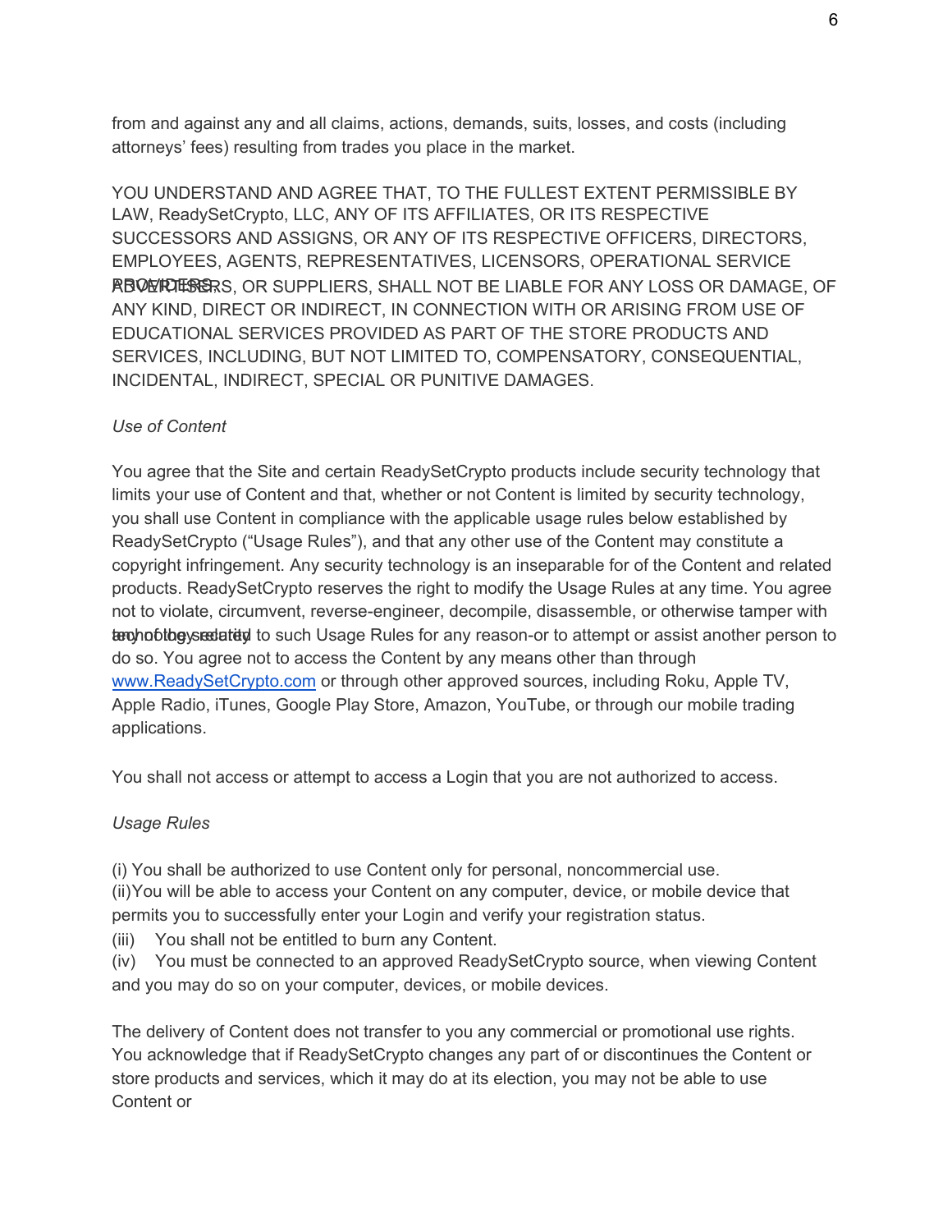from and against any and all claims, actions, demands, suits, losses, and costs (including attorneys' fees) resulting from trades you place in the market.

YOU UNDERSTAND AND AGREE THAT, TO THE FULLEST EXTENT PERMISSIBLE BY LAW, ReadySetCrypto, LLC, ANY OF ITS AFFILIATES, OR ITS RESPECTIVE SUCCESSORS AND ASSIGNS, OR ANY OF ITS RESPECTIVE OFFICERS, DIRECTORS, EMPLOYEES, AGENTS, REPRESENTATIVES, LICENSORS, OPERATIONAL SERVICE PROVIDERS, ADVERTISERS, OR SUPPLIERS, SHALL NOT BE LIABLE FOR ANY LOSS OR DAMAGE, OF ANY KIND, DIRECT OR INDIRECT, IN CONNECTION WITH OR ARISING FROM USE OF EDUCATIONAL SERVICES PROVIDED AS PART OF THE STORE PRODUCTS AND SERVICES, INCLUDING, BUT NOT LIMITED TO, COMPENSATORY, CONSEQUENTIAL, INCIDENTAL, INDIRECT, SPECIAL OR PUNITIVE DAMAGES.

*Use of Content*

You agree that the Site and certain ReadySetCrypto products include security technology that limits your use of Content and that, whether or not Content is limited by security technology, you shall use Content in compliance with the applicable usage rules below established by ReadySetCrypto ("Usage Rules"), and that any other use of the Content may constitute a copyright infringement. Any security technology is an inseparable for of the Content and related products. ReadySetCrypto reserves the right to modify the Usage Rules at any time. You agree not to violate, circumvent, reverse-engineer, decompile, disassemble, or otherwise tamper with any of the security technology related to such Usage Rules for any reason-or to attempt or assist another person to do so. You agree not to access the Content by any means other than through [www.ReadySetCrypto.com](http://www.ReadySetCrypto.com) or through other approved sources, including Roku, Apple TV, Apple Radio, iTunes, Google Play Store, Amazon, YouTube, or through our mobile trading applications.

You shall not access or attempt to access a Login that you are not authorized to access.

*Usage Rules*

(i) You shall be authorized to use Content only for personal, noncommercial use.
(ii)You will be able to access your Content on any computer, device, or mobile device that permits you to successfully enter your Login and verify your registration status.
(iii) You shall not be entitled to burn any Content.
(iv) You must be connected to an approved ReadySetCrypto source, when viewing Content and you may do so on your computer, devices, or mobile devices.

The delivery of Content does not transfer to you any commercial or promotional use rights. You acknowledge that if ReadySetCrypto changes any part of or discontinues the Content or store products and services, which it may do at its election, you may not be able to use Content or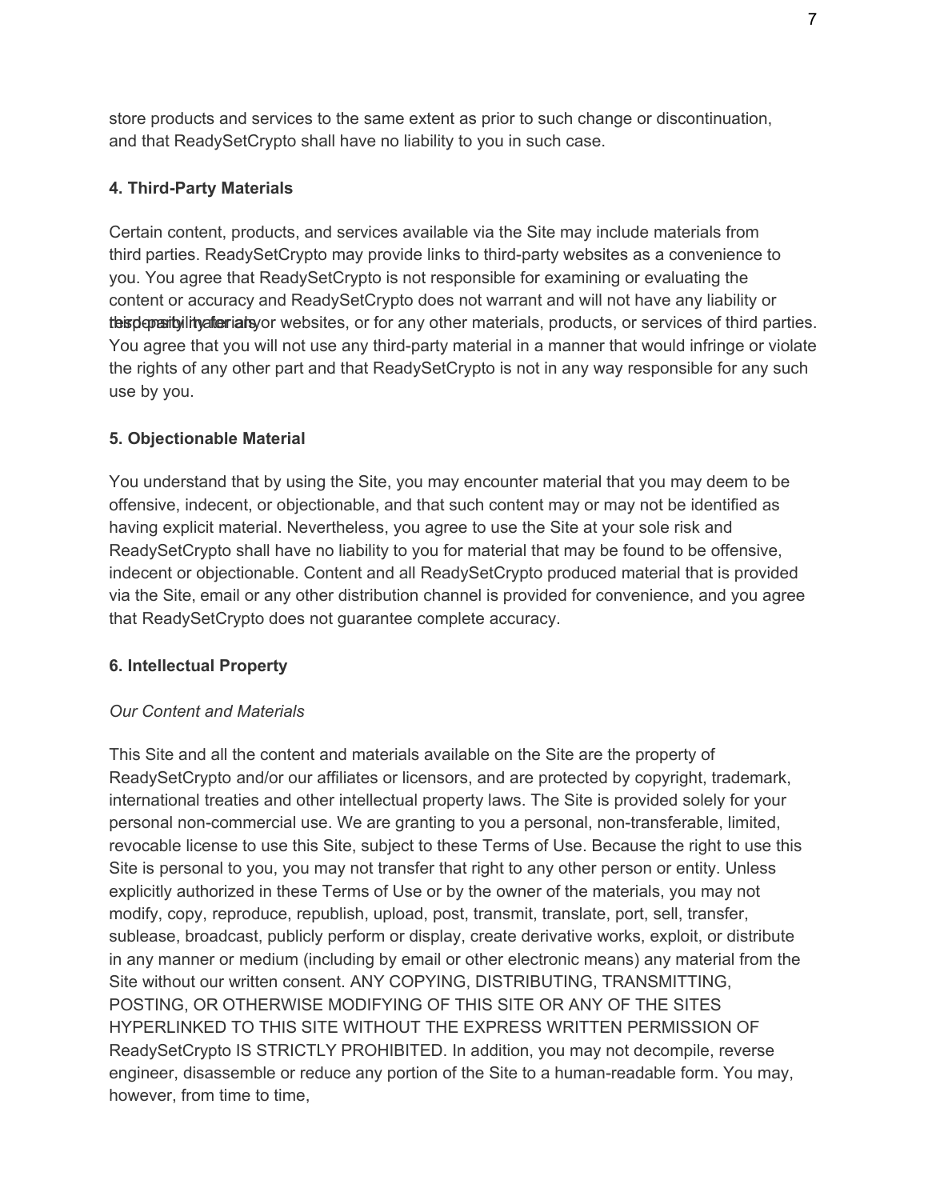store products and services to the same extent as prior to such change or discontinuation, and that ReadySetCrypto shall have no liability to you in such case.

**4. Third-Party Materials**

Certain content, products, and services available via the Site may include materials from third parties. ReadySetCrypto may provide links to third-party websites as a convenience to you. You agree that ReadySetCrypto is not responsible for examining or evaluating the content or accuracy and ReadySetCrypto does not warrant and will not have any liability or responsibility for any third-party materials or websites, or for any other materials, products, or services of third parties. You agree that you will not use any third-party material in a manner that would infringe or violate the rights of any other part and that ReadySetCrypto is not in any way responsible for any such use by you.

**5. Objectionable Material**

You understand that by using the Site, you may encounter material that you may deem to be offensive, indecent, or objectionable, and that such content may or may not be identified as having explicit material. Nevertheless, you agree to use the Site at your sole risk and ReadySetCrypto shall have no liability to you for material that may be found to be offensive, indecent or objectionable. Content and all ReadySetCrypto produced material that is provided via the Site, email or any other distribution channel is provided for convenience, and you agree that ReadySetCrypto does not guarantee complete accuracy.

**6. Intellectual Property**

*Our Content and Materials*

This Site and all the content and materials available on the Site are the property of ReadySetCrypto and/or our affiliates or licensors, and are protected by copyright, trademark, international treaties and other intellectual property laws. The Site is provided solely for your personal non-commercial use. We are granting to you a personal, non-transferable, limited, revocable license to use this Site, subject to these Terms of Use. Because the right to use this Site is personal to you, you may not transfer that right to any other person or entity. Unless explicitly authorized in these Terms of Use or by the owner of the materials, you may not modify, copy, reproduce, republish, upload, post, transmit, translate, port, sell, transfer, sublease, broadcast, publicly perform or display, create derivative works, exploit, or distribute in any manner or medium (including by email or other electronic means) any material from the Site without our written consent. ANY COPYING, DISTRIBUTING, TRANSMITTING, POSTING, OR OTHERWISE MODIFYING OF THIS SITE OR ANY OF THE SITES HYPERLINKED TO THIS SITE WITHOUT THE EXPRESS WRITTEN PERMISSION OF ReadySetCrypto IS STRICTLY PROHIBITED. In addition, you may not decompile, reverse engineer, disassemble or reduce any portion of the Site to a human-readable form. You may, however, from time to time,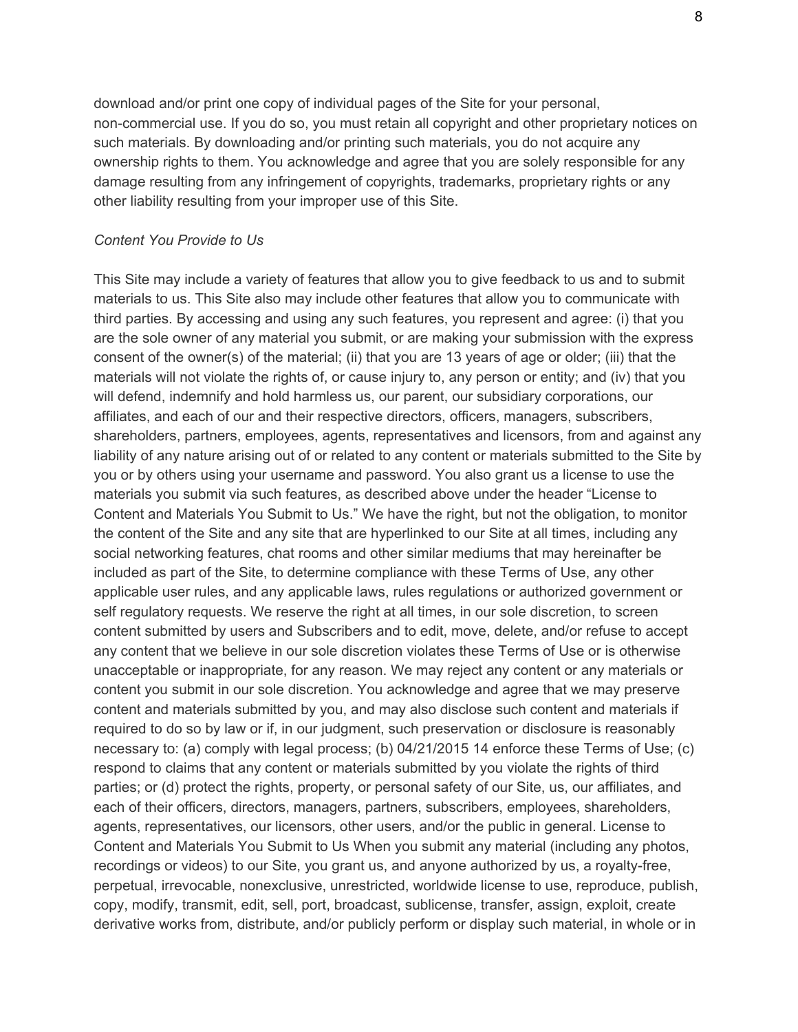download and/or print one copy of individual pages of the Site for your personal, non-commercial use. If you do so, you must retain all copyright and other proprietary notices on such materials. By downloading and/or printing such materials, you do not acquire any ownership rights to them. You acknowledge and agree that you are solely responsible for any damage resulting from any infringement of copyrights, trademarks, proprietary rights or any other liability resulting from your improper use of this Site.

*Content You Provide to Us*

This Site may include a variety of features that allow you to give feedback to us and to submit materials to us. This Site also may include other features that allow you to communicate with third parties. By accessing and using any such features, you represent and agree: (i) that you are the sole owner of any material you submit, or are making your submission with the express consent of the owner(s) of the material; (ii) that you are 13 years of age or older; (iii) that the materials will not violate the rights of, or cause injury to, any person or entity; and (iv) that you will defend, indemnify and hold harmless us, our parent, our subsidiary corporations, our affiliates, and each of our and their respective directors, officers, managers, subscribers, shareholders, partners, employees, agents, representatives and licensors, from and against any liability of any nature arising out of or related to any content or materials submitted to the Site by you or by others using your username and password. You also grant us a license to use the materials you submit via such features, as described above under the header "License to Content and Materials You Submit to Us." We have the right, but not the obligation, to monitor the content of the Site and any site that are hyperlinked to our Site at all times, including any social networking features, chat rooms and other similar mediums that may hereinafter be included as part of the Site, to determine compliance with these Terms of Use, any other applicable user rules, and any applicable laws, rules regulations or authorized government or self regulatory requests. We reserve the right at all times, in our sole discretion, to screen content submitted by users and Subscribers and to edit, move, delete, and/or refuse to accept any content that we believe in our sole discretion violates these Terms of Use or is otherwise unacceptable or inappropriate, for any reason. We may reject any content or any materials or content you submit in our sole discretion. You acknowledge and agree that we may preserve content and materials submitted by you, and may also disclose such content and materials if required to do so by law or if, in our judgment, such preservation or disclosure is reasonably necessary to: (a) comply with legal process; (b) 04/21/2015 14 enforce these Terms of Use; (c) respond to claims that any content or materials submitted by you violate the rights of third parties; or (d) protect the rights, property, or personal safety of our Site, us, our affiliates, and each of their officers, directors, managers, partners, subscribers, employees, shareholders, agents, representatives, our licensors, other users, and/or the public in general. License to Content and Materials You Submit to Us When you submit any material (including any photos, recordings or videos) to our Site, you grant us, and anyone authorized by us, a royalty-free, perpetual, irrevocable, nonexclusive, unrestricted, worldwide license to use, reproduce, publish, copy, modify, transmit, edit, sell, port, broadcast, sublicense, transfer, assign, exploit, create derivative works from, distribute, and/or publicly perform or display such material, in whole or in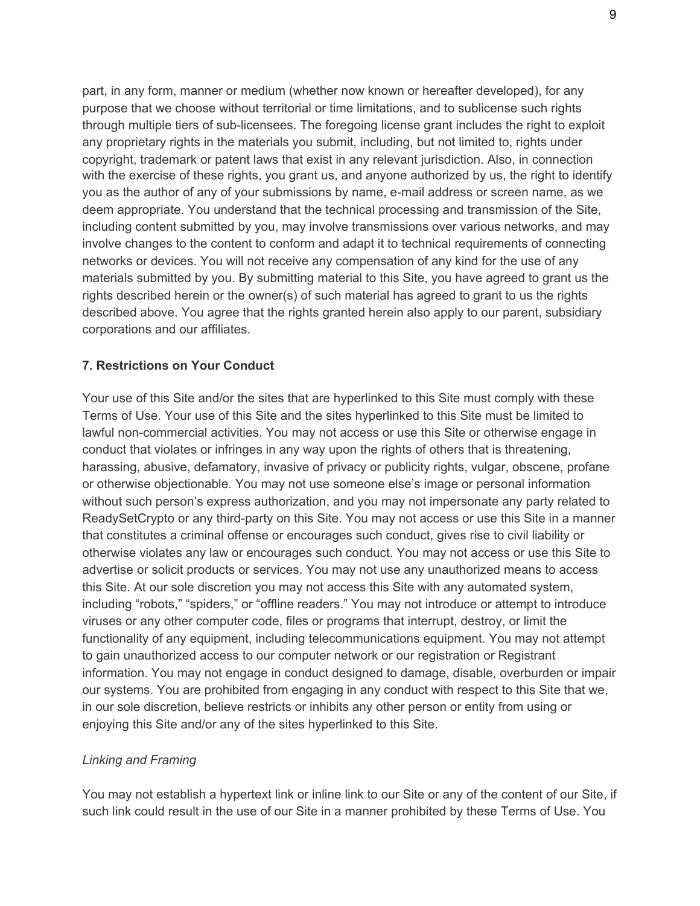part, in any form, manner or medium (whether now known or hereafter developed), for any purpose that we choose without territorial or time limitations, and to sublicense such rights through multiple tiers of sub-licensees. The foregoing license grant includes the right to exploit any proprietary rights in the materials you submit, including, but not limited to, rights under copyright, trademark or patent laws that exist in any relevant jurisdiction. Also, in connection with the exercise of these rights, you grant us, and anyone authorized by us, the right to identify you as the author of any of your submissions by name, e-mail address or screen name, as we deem appropriate. You understand that the technical processing and transmission of the Site, including content submitted by you, may involve transmissions over various networks, and may involve changes to the content to conform and adapt it to technical requirements of connecting networks or devices. You will not receive any compensation of any kind for the use of any materials submitted by you. By submitting material to this Site, you have agreed to grant us the rights described herein or the owner(s) of such material has agreed to grant to us the rights described above. You agree that the rights granted herein also apply to our parent, subsidiary corporations and our affiliates.

**7. Restrictions on Your Conduct**

Your use of this Site and/or the sites that are hyperlinked to this Site must comply with these Terms of Use. Your use of this Site and the sites hyperlinked to this Site must be limited to lawful non-commercial activities. You may not access or use this Site or otherwise engage in conduct that violates or infringes in any way upon the rights of others that is threatening, harassing, abusive, defamatory, invasive of privacy or publicity rights, vulgar, obscene, profane or otherwise objectionable. You may not use someone else's image or personal information without such person's express authorization, and you may not impersonate any party related to ReadySetCrypto or any third-party on this Site. You may not access or use this Site in a manner that constitutes a criminal offense or encourages such conduct, gives rise to civil liability or otherwise violates any law or encourages such conduct. You may not access or use this Site to advertise or solicit products or services. You may not use any unauthorized means to access this Site. At our sole discretion you may not access this Site with any automated system, including "robots," "spiders," or "offline readers." You may not introduce or attempt to introduce viruses or any other computer code, files or programs that interrupt, destroy, or limit the functionality of any equipment, including telecommunications equipment. You may not attempt to gain unauthorized access to our computer network or our registration or Registrant information. You may not engage in conduct designed to damage, disable, overburden or impair our systems. You are prohibited from engaging in any conduct with respect to this Site that we, in our sole discretion, believe restricts or inhibits any other person or entity from using or enjoying this Site and/or any of the sites hyperlinked to this Site.

*Linking and Framing*

You may not establish a hypertext link or inline link to our Site or any of the content of our Site, if such link could result in the use of our Site in a manner prohibited by these Terms of Use. You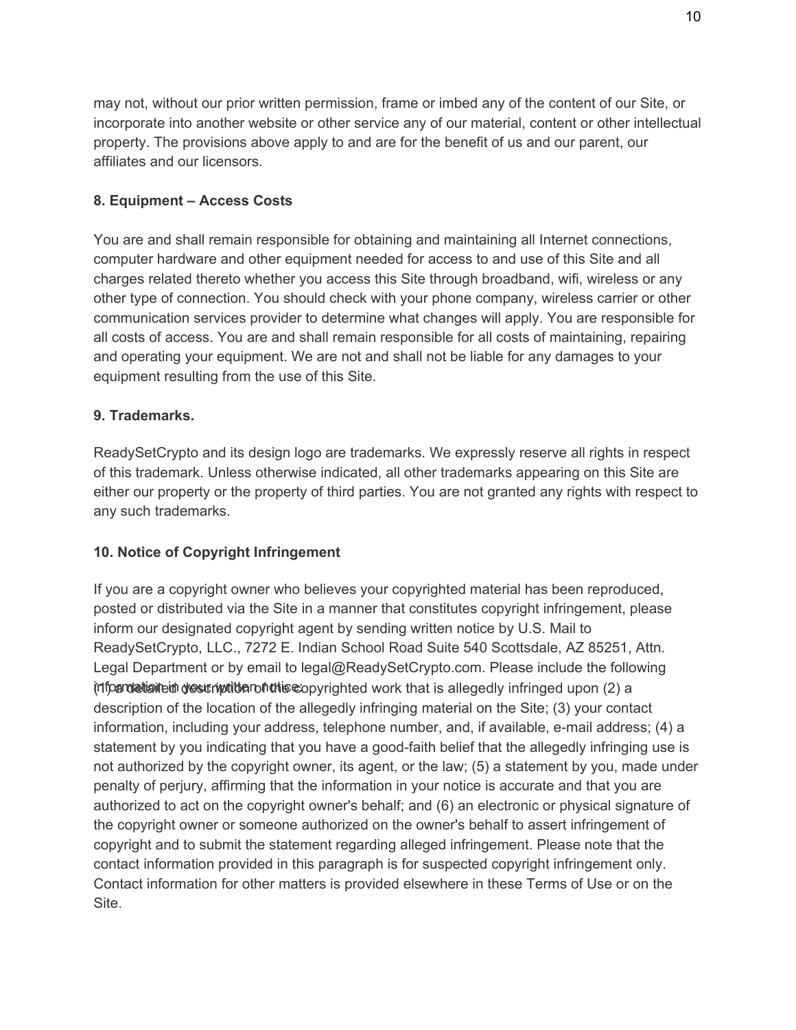may not, without our prior written permission, frame or imbed any of the content of our Site, or incorporate into another website or other service any of our material, content or other intellectual property. The provisions above apply to and are for the benefit of us and our parent, our affiliates and our licensors.

**8. Equipment – Access Costs**

You are and shall remain responsible for obtaining and maintaining all Internet connections, computer hardware and other equipment needed for access to and use of this Site and all charges related thereto whether you access this Site through broadband, wifi, wireless or any other type of connection. You should check with your phone company, wireless carrier or other communication services provider to determine what changes will apply. You are responsible for all costs of access. You are and shall remain responsible for all costs of maintaining, repairing and operating your equipment. We are not and shall not be liable for any damages to your equipment resulting from the use of this Site.

**9. Trademarks.**

ReadySetCrypto and its design logo are trademarks. We expressly reserve all rights in respect of this trademark. Unless otherwise indicated, all other trademarks appearing on this Site are either our property or the property of third parties. You are not granted any rights with respect to any such trademarks.

**10. Notice of Copyright Infringement**

If you are a copyright owner who believes your copyrighted material has been reproduced, posted or distributed via the Site in a manner that constitutes copyright infringement, please inform our designated copyright agent by sending written notice by U.S. Mail to ReadySetCrypto, LLC., 7272 E. Indian School Road Suite 540 Scottsdale, AZ 85251, Attn. Legal Department or by email to legal@ReadySetCrypto.com. Please include the following information in your written notice: (1) a detailed description of the copyrighted work that is allegedly infringed upon (2) a description of the location of the allegedly infringing material on the Site; (3) your contact information, including your address, telephone number, and, if available, e-mail address; (4) a statement by you indicating that you have a good-faith belief that the allegedly infringing use is not authorized by the copyright owner, its agent, or the law; (5) a statement by you, made under penalty of perjury, affirming that the information in your notice is accurate and that you are authorized to act on the copyright owner's behalf; and (6) an electronic or physical signature of the copyright owner or someone authorized on the owner's behalf to assert infringement of copyright and to submit the statement regarding alleged infringement. Please note that the contact information provided in this paragraph is for suspected copyright infringement only. Contact information for other matters is provided elsewhere in these Terms of Use or on the Site.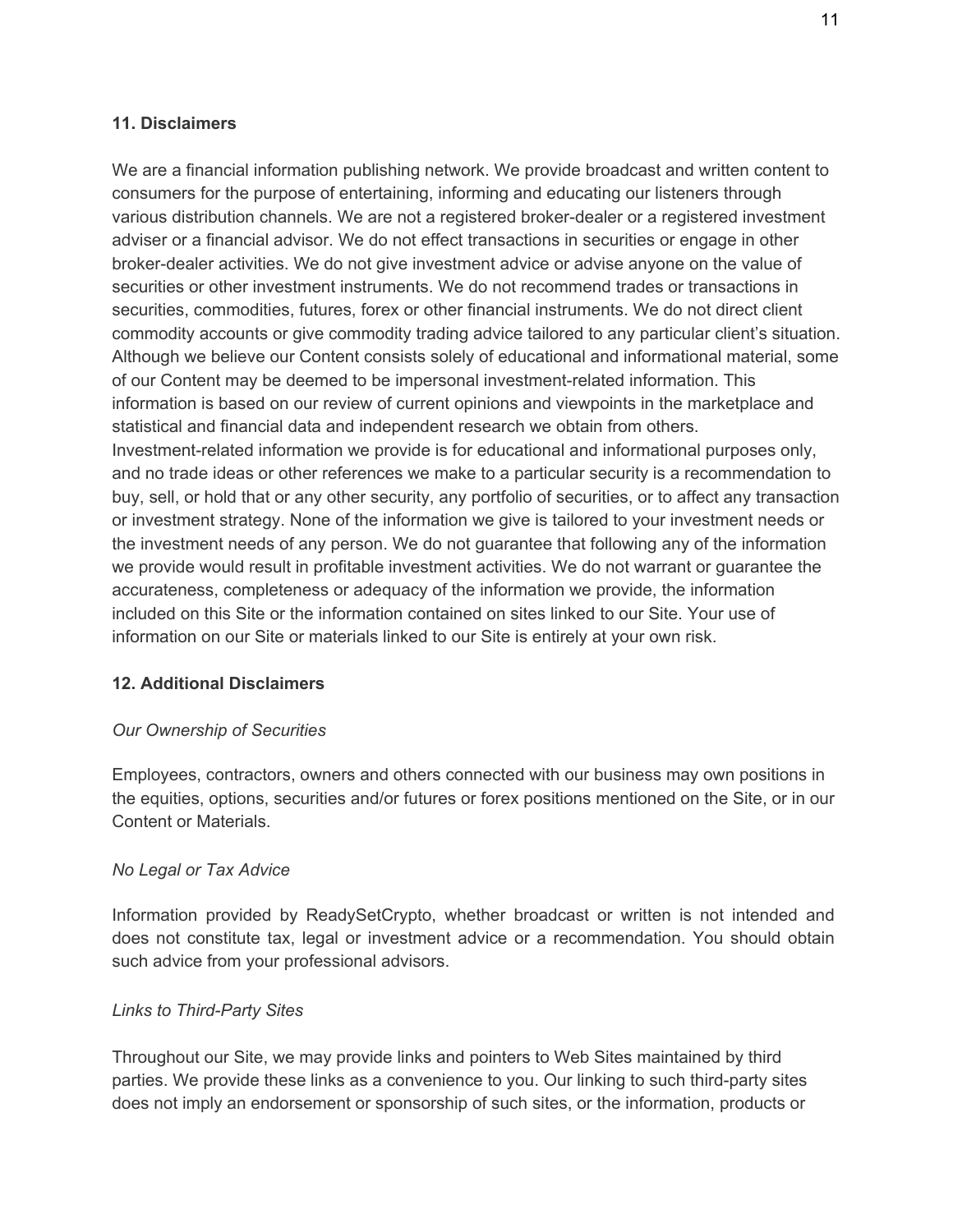## 11. Disclaimers

We are a financial information publishing network. We provide broadcast and written content to consumers for the purpose of entertaining, informing and educating our listeners through various distribution channels. We are not a registered broker-dealer or a registered investment adviser or a financial advisor. We do not effect transactions in securities or engage in other broker-dealer activities. We do not give investment advice or advise anyone on the value of securities or other investment instruments. We do not recommend trades or transactions in securities, commodities, futures, forex or other financial instruments. We do not direct client commodity accounts or give commodity trading advice tailored to any particular client's situation. Although we believe our Content consists solely of educational and informational material, some of our Content may be deemed to be impersonal investment-related information. This information is based on our review of current opinions and viewpoints in the marketplace and statistical and financial data and independent research we obtain from others. Investment-related information we provide is for educational and informational purposes only, and no trade ideas or other references we make to a particular security is a recommendation to buy, sell, or hold that or any other security, any portfolio of securities, or to affect any transaction or investment strategy. None of the information we give is tailored to your investment needs or the investment needs of any person. We do not guarantee that following any of the information we provide would result in profitable investment activities. We do not warrant or guarantee the accurateness, completeness or adequacy of the information we provide, the information included on this Site or the information contained on sites linked to our Site. Your use of information on our Site or materials linked to our Site is entirely at your own risk.

## 12. Additional Disclaimers

*Our Ownership of Securities*

Employees, contractors, owners and others connected with our business may own positions in the equities, options, securities and/or futures or forex positions mentioned on the Site, or in our Content or Materials.

*No Legal or Tax Advice*

Information provided by ReadySetCrypto, whether broadcast or written is not intended and does not constitute tax, legal or investment advice or a recommendation. You should obtain such advice from your professional advisors.

*Links to Third-Party Sites*

Throughout our Site, we may provide links and pointers to Web Sites maintained by third parties. We provide these links as a convenience to you. Our linking to such third-party sites does not imply an endorsement or sponsorship of such sites, or the information, products or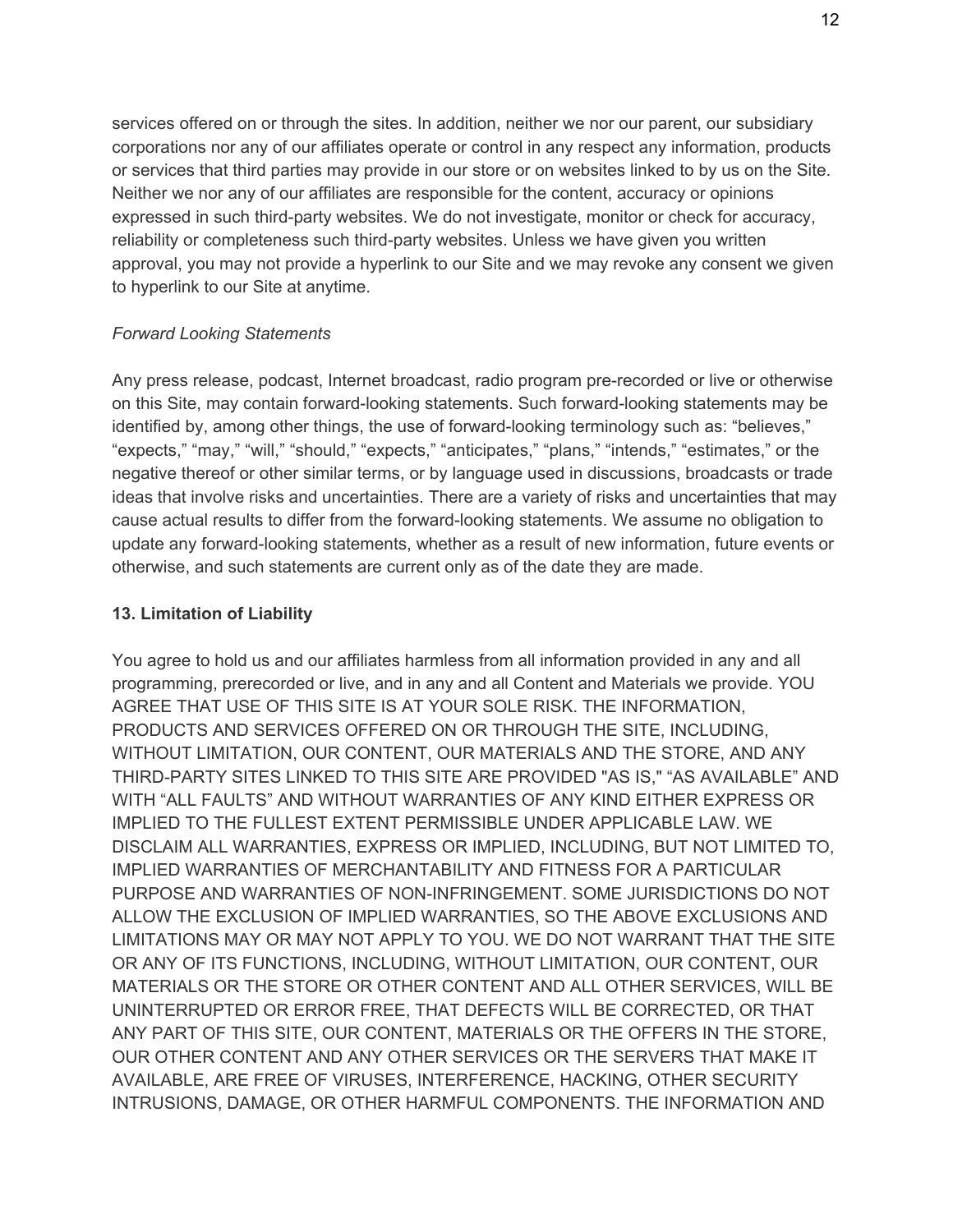services offered on or through the sites. In addition, neither we nor our parent, our subsidiary corporations nor any of our affiliates operate or control in any respect any information, products or services that third parties may provide in our store or on websites linked to by us on the Site. Neither we nor any of our affiliates are responsible for the content, accuracy or opinions expressed in such third-party websites. We do not investigate, monitor or check for accuracy, reliability or completeness such third-party websites. Unless we have given you written approval, you may not provide a hyperlink to our Site and we may revoke any consent we given to hyperlink to our Site at anytime.

*Forward Looking Statements*

Any press release, podcast, Internet broadcast, radio program pre-recorded or live or otherwise on this Site, may contain forward-looking statements. Such forward-looking statements may be identified by, among other things, the use of forward-looking terminology such as: “believes,” “expects,” “may,” “will,” “should,” “expects,” “anticipates,” “plans,” “intends,” “estimates,” or the negative thereof or other similar terms, or by language used in discussions, broadcasts or trade ideas that involve risks and uncertainties. There are a variety of risks and uncertainties that may cause actual results to differ from the forward-looking statements. We assume no obligation to update any forward-looking statements, whether as a result of new information, future events or otherwise, and such statements are current only as of the date they are made.

**13. Limitation of Liability**

You agree to hold us and our affiliates harmless from all information provided in any and all programming, prerecorded or live, and in any and all Content and Materials we provide. YOU AGREE THAT USE OF THIS SITE IS AT YOUR SOLE RISK. THE INFORMATION, PRODUCTS AND SERVICES OFFERED ON OR THROUGH THE SITE, INCLUDING, WITHOUT LIMITATION, OUR CONTENT, OUR MATERIALS AND THE STORE, AND ANY THIRD-PARTY SITES LINKED TO THIS SITE ARE PROVIDED "AS IS," “AS AVAILABLE” AND WITH “ALL FAULTS” AND WITHOUT WARRANTIES OF ANY KIND EITHER EXPRESS OR IMPLIED TO THE FULLEST EXTENT PERMISSIBLE UNDER APPLICABLE LAW. WE DISCLAIM ALL WARRANTIES, EXPRESS OR IMPLIED, INCLUDING, BUT NOT LIMITED TO, IMPLIED WARRANTIES OF MERCHANTABILITY AND FITNESS FOR A PARTICULAR PURPOSE AND WARRANTIES OF NON-INFRINGEMENT. SOME JURISDICTIONS DO NOT ALLOW THE EXCLUSION OF IMPLIED WARRANTIES, SO THE ABOVE EXCLUSIONS AND LIMITATIONS MAY OR MAY NOT APPLY TO YOU. WE DO NOT WARRANT THAT THE SITE OR ANY OF ITS FUNCTIONS, INCLUDING, WITHOUT LIMITATION, OUR CONTENT, OUR MATERIALS OR THE STORE OR OTHER CONTENT AND ALL OTHER SERVICES, WILL BE UNINTERRUPTED OR ERROR FREE, THAT DEFECTS WILL BE CORRECTED, OR THAT ANY PART OF THIS SITE, OUR CONTENT, MATERIALS OR THE OFFERS IN THE STORE, OUR OTHER CONTENT AND ANY OTHER SERVICES OR THE SERVERS THAT MAKE IT AVAILABLE, ARE FREE OF VIRUSES, INTERFERENCE, HACKING, OTHER SECURITY INTRUSIONS, DAMAGE, OR OTHER HARMFUL COMPONENTS. THE INFORMATION AND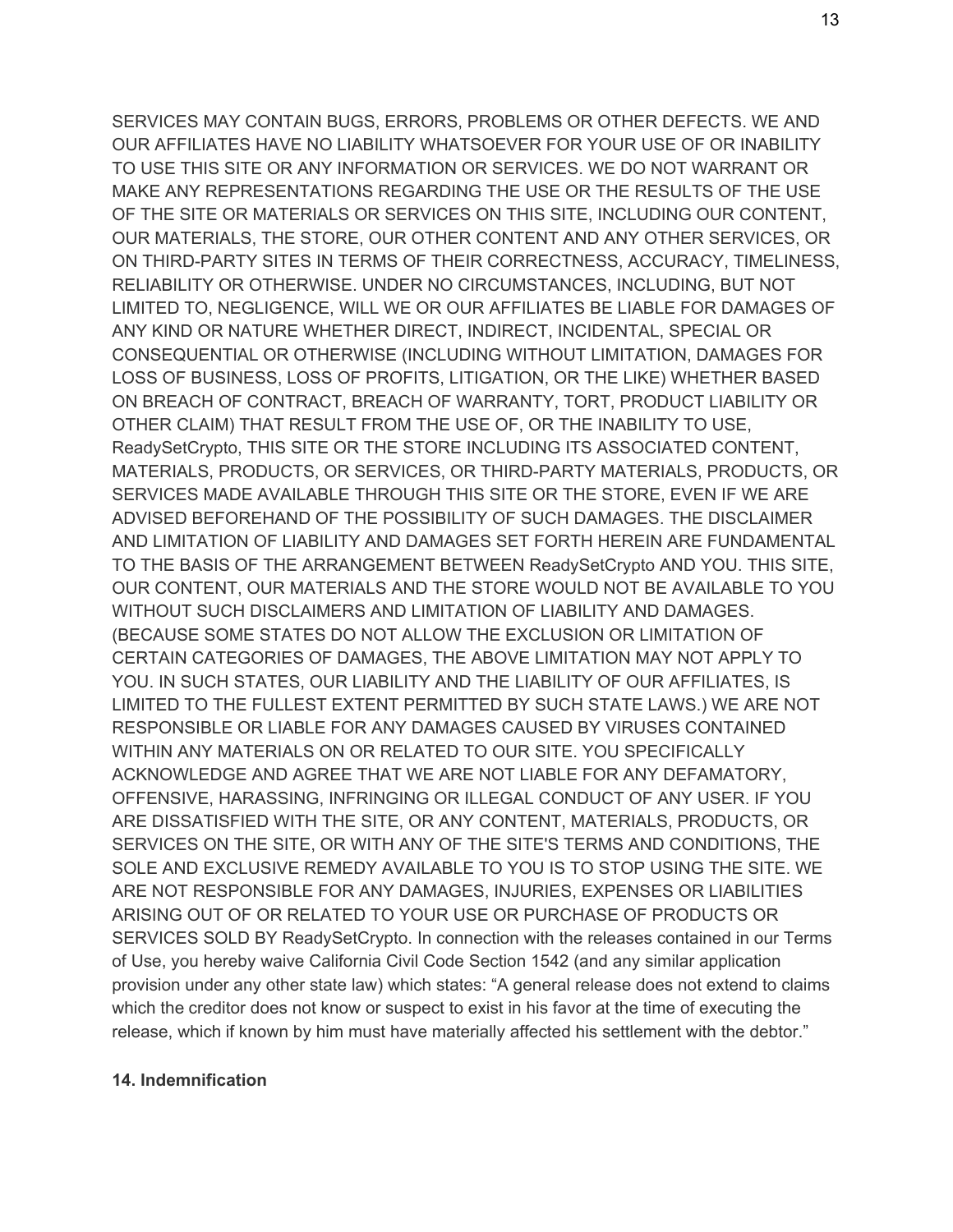SERVICES MAY CONTAIN BUGS, ERRORS, PROBLEMS OR OTHER DEFECTS. WE AND OUR AFFILIATES HAVE NO LIABILITY WHATSOEVER FOR YOUR USE OF OR INABILITY TO USE THIS SITE OR ANY INFORMATION OR SERVICES. WE DO NOT WARRANT OR MAKE ANY REPRESENTATIONS REGARDING THE USE OR THE RESULTS OF THE USE OF THE SITE OR MATERIALS OR SERVICES ON THIS SITE, INCLUDING OUR CONTENT, OUR MATERIALS, THE STORE, OUR OTHER CONTENT AND ANY OTHER SERVICES, OR ON THIRD-PARTY SITES IN TERMS OF THEIR CORRECTNESS, ACCURACY, TIMELINESS, RELIABILITY OR OTHERWISE. UNDER NO CIRCUMSTANCES, INCLUDING, BUT NOT LIMITED TO, NEGLIGENCE, WILL WE OR OUR AFFILIATES BE LIABLE FOR DAMAGES OF ANY KIND OR NATURE WHETHER DIRECT, INDIRECT, INCIDENTAL, SPECIAL OR CONSEQUENTIAL OR OTHERWISE (INCLUDING WITHOUT LIMITATION, DAMAGES FOR LOSS OF BUSINESS, LOSS OF PROFITS, LITIGATION, OR THE LIKE) WHETHER BASED ON BREACH OF CONTRACT, BREACH OF WARRANTY, TORT, PRODUCT LIABILITY OR OTHER CLAIM) THAT RESULT FROM THE USE OF, OR THE INABILITY TO USE, ReadySetCrypto, THIS SITE OR THE STORE INCLUDING ITS ASSOCIATED CONTENT, MATERIALS, PRODUCTS, OR SERVICES, OR THIRD-PARTY MATERIALS, PRODUCTS, OR SERVICES MADE AVAILABLE THROUGH THIS SITE OR THE STORE, EVEN IF WE ARE ADVISED BEFOREHAND OF THE POSSIBILITY OF SUCH DAMAGES. THE DISCLAIMER AND LIMITATION OF LIABILITY AND DAMAGES SET FORTH HEREIN ARE FUNDAMENTAL TO THE BASIS OF THE ARRANGEMENT BETWEEN ReadySetCrypto AND YOU. THIS SITE, OUR CONTENT, OUR MATERIALS AND THE STORE WOULD NOT BE AVAILABLE TO YOU WITHOUT SUCH DISCLAIMERS AND LIMITATION OF LIABILITY AND DAMAGES. (BECAUSE SOME STATES DO NOT ALLOW THE EXCLUSION OR LIMITATION OF CERTAIN CATEGORIES OF DAMAGES, THE ABOVE LIMITATION MAY NOT APPLY TO YOU. IN SUCH STATES, OUR LIABILITY AND THE LIABILITY OF OUR AFFILIATES, IS LIMITED TO THE FULLEST EXTENT PERMITTED BY SUCH STATE LAWS.) WE ARE NOT RESPONSIBLE OR LIABLE FOR ANY DAMAGES CAUSED BY VIRUSES CONTAINED WITHIN ANY MATERIALS ON OR RELATED TO OUR SITE. YOU SPECIFICALLY ACKNOWLEDGE AND AGREE THAT WE ARE NOT LIABLE FOR ANY DEFAMATORY, OFFENSIVE, HARASSING, INFRINGING OR ILLEGAL CONDUCT OF ANY USER. IF YOU ARE DISSATISFIED WITH THE SITE, OR ANY CONTENT, MATERIALS, PRODUCTS, OR SERVICES ON THE SITE, OR WITH ANY OF THE SITE'S TERMS AND CONDITIONS, THE SOLE AND EXCLUSIVE REMEDY AVAILABLE TO YOU IS TO STOP USING THE SITE. WE ARE NOT RESPONSIBLE FOR ANY DAMAGES, INJURIES, EXPENSES OR LIABILITIES ARISING OUT OF OR RELATED TO YOUR USE OR PURCHASE OF PRODUCTS OR SERVICES SOLD BY ReadySetCrypto. In connection with the releases contained in our Terms of Use, you hereby waive California Civil Code Section 1542 (and any similar application provision under any other state law) which states: "A general release does not extend to claims which the creditor does not know or suspect to exist in his favor at the time of executing the release, which if known by him must have materially affected his settlement with the debtor."

**14. Indemnification**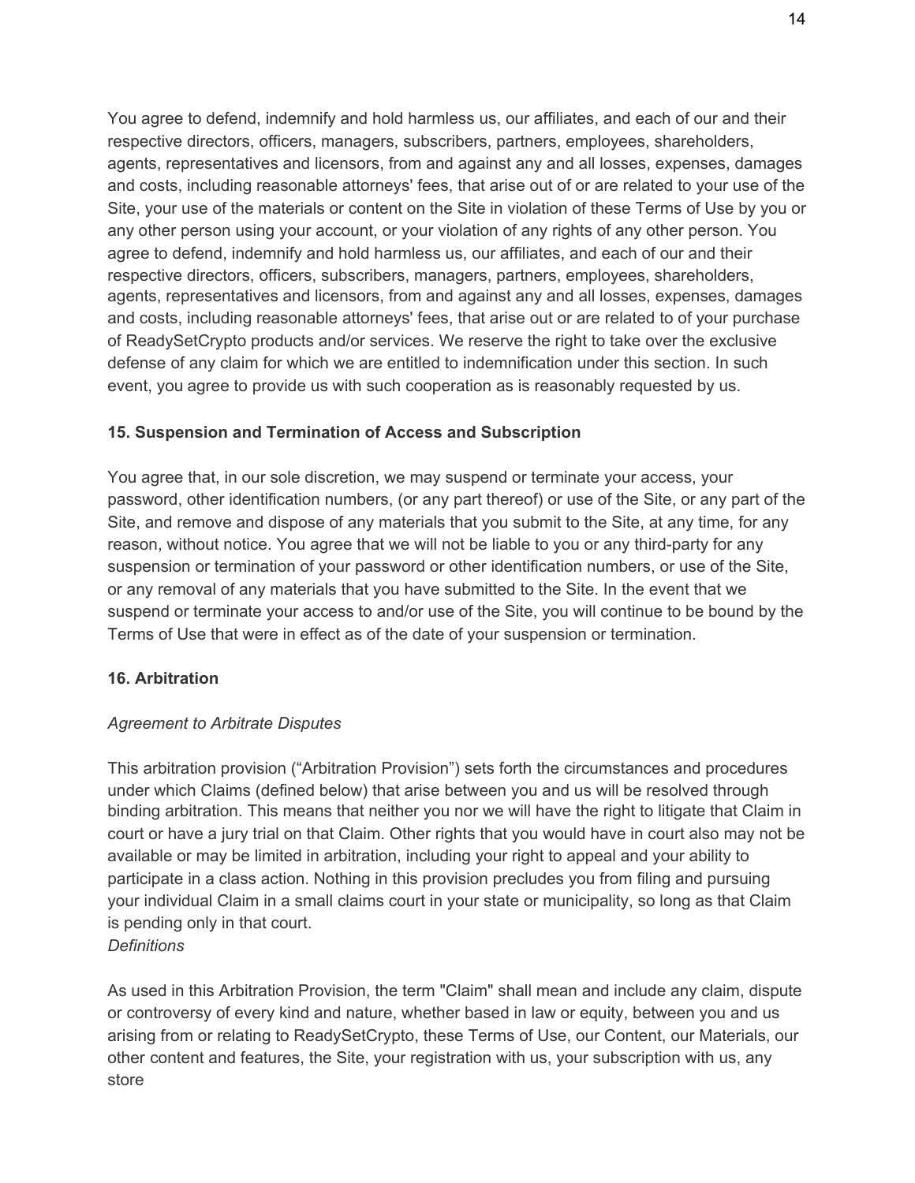You agree to defend, indemnify and hold harmless us, our affiliates, and each of our and their respective directors, officers, managers, subscribers, partners, employees, shareholders, agents, representatives and licensors, from and against any and all losses, expenses, damages and costs, including reasonable attorneys' fees, that arise out of or are related to your use of the Site, your use of the materials or content on the Site in violation of these Terms of Use by you or any other person using your account, or your violation of any rights of any other person. You agree to defend, indemnify and hold harmless us, our affiliates, and each of our and their respective directors, officers, subscribers, managers, partners, employees, shareholders, agents, representatives and licensors, from and against any and all losses, expenses, damages and costs, including reasonable attorneys' fees, that arise out or are related to of your purchase of ReadySetCrypto products and/or services. We reserve the right to take over the exclusive defense of any claim for which we are entitled to indemnification under this section. In such event, you agree to provide us with such cooperation as is reasonably requested by us.

**15. Suspension and Termination of Access and Subscription**

You agree that, in our sole discretion, we may suspend or terminate your access, your password, other identification numbers, (or any part thereof) or use of the Site, or any part of the Site, and remove and dispose of any materials that you submit to the Site, at any time, for any reason, without notice. You agree that we will not be liable to you or any third-party for any suspension or termination of your password or other identification numbers, or use of the Site, or any removal of any materials that you have submitted to the Site. In the event that we suspend or terminate your access to and/or use of the Site, you will continue to be bound by the Terms of Use that were in effect as of the date of your suspension or termination.

**16. Arbitration**

*Agreement to Arbitrate Disputes*

This arbitration provision ("Arbitration Provision") sets forth the circumstances and procedures under which Claims (defined below) that arise between you and us will be resolved through binding arbitration. This means that neither you nor we will have the right to litigate that Claim in court or have a jury trial on that Claim. Other rights that you would have in court also may not be available or may be limited in arbitration, including your right to appeal and your ability to participate in a class action. Nothing in this provision precludes you from filing and pursuing your individual Claim in a small claims court in your state or municipality, so long as that Claim is pending only in that court.

*Definitions*

As used in this Arbitration Provision, the term "Claim" shall mean and include any claim, dispute or controversy of every kind and nature, whether based in law or equity, between you and us arising from or relating to ReadySetCrypto, these Terms of Use, our Content, our Materials, our other content and features, the Site, your registration with us, your subscription with us, any store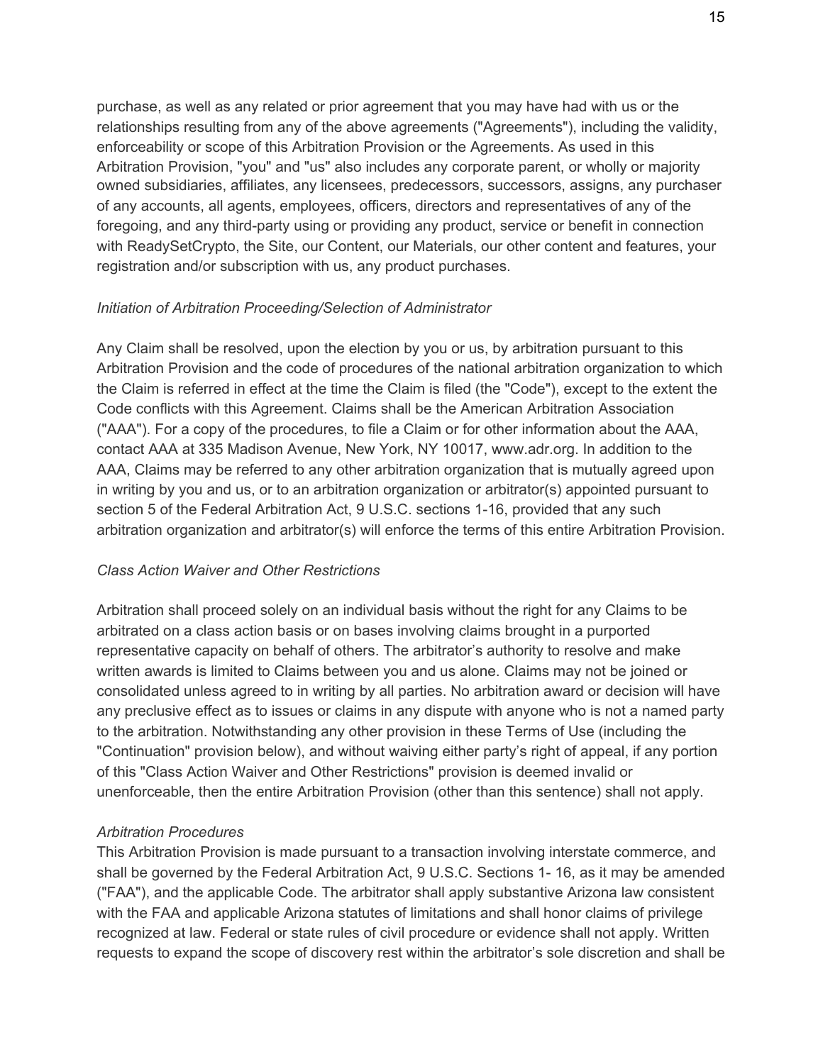purchase, as well as any related or prior agreement that you may have had with us or the relationships resulting from any of the above agreements ("Agreements"), including the validity, enforceability or scope of this Arbitration Provision or the Agreements. As used in this Arbitration Provision, "you" and "us" also includes any corporate parent, or wholly or majority owned subsidiaries, affiliates, any licensees, predecessors, successors, assigns, any purchaser of any accounts, all agents, employees, officers, directors and representatives of any of the foregoing, and any third-party using or providing any product, service or benefit in connection with ReadySetCrypto, the Site, our Content, our Materials, our other content and features, your registration and/or subscription with us, any product purchases.

*Initiation of Arbitration Proceeding/Selection of Administrator*

Any Claim shall be resolved, upon the election by you or us, by arbitration pursuant to this Arbitration Provision and the code of procedures of the national arbitration organization to which the Claim is referred in effect at the time the Claim is filed (the "Code"), except to the extent the Code conflicts with this Agreement. Claims shall be the American Arbitration Association ("AAA"). For a copy of the procedures, to file a Claim or for other information about the AAA, contact AAA at 335 Madison Avenue, New York, NY 10017, www.adr.org. In addition to the AAA, Claims may be referred to any other arbitration organization that is mutually agreed upon in writing by you and us, or to an arbitration organization or arbitrator(s) appointed pursuant to section 5 of the Federal Arbitration Act, 9 U.S.C. sections 1-16, provided that any such arbitration organization and arbitrator(s) will enforce the terms of this entire Arbitration Provision.

*Class Action Waiver and Other Restrictions*

Arbitration shall proceed solely on an individual basis without the right for any Claims to be arbitrated on a class action basis or on bases involving claims brought in a purported representative capacity on behalf of others. The arbitrator's authority to resolve and make written awards is limited to Claims between you and us alone. Claims may not be joined or consolidated unless agreed to in writing by all parties. No arbitration award or decision will have any preclusive effect as to issues or claims in any dispute with anyone who is not a named party to the arbitration. Notwithstanding any other provision in these Terms of Use (including the "Continuation" provision below), and without waiving either party's right of appeal, if any portion of this "Class Action Waiver and Other Restrictions" provision is deemed invalid or unenforceable, then the entire Arbitration Provision (other than this sentence) shall not apply.

*Arbitration Procedures*

This Arbitration Provision is made pursuant to a transaction involving interstate commerce, and shall be governed by the Federal Arbitration Act, 9 U.S.C. Sections 1- 16, as it may be amended ("FAA"), and the applicable Code. The arbitrator shall apply substantive Arizona law consistent with the FAA and applicable Arizona statutes of limitations and shall honor claims of privilege recognized at law. Federal or state rules of civil procedure or evidence shall not apply. Written requests to expand the scope of discovery rest within the arbitrator's sole discretion and shall be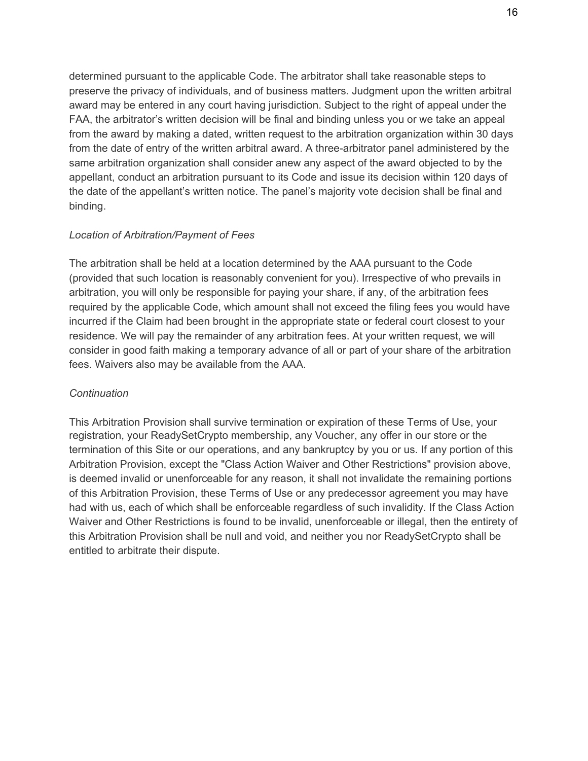determined pursuant to the applicable Code. The arbitrator shall take reasonable steps to preserve the privacy of individuals, and of business matters. Judgment upon the written arbitral award may be entered in any court having jurisdiction. Subject to the right of appeal under the FAA, the arbitrator's written decision will be final and binding unless you or we take an appeal from the award by making a dated, written request to the arbitration organization within 30 days from the date of entry of the written arbitral award. A three-arbitrator panel administered by the same arbitration organization shall consider anew any aspect of the award objected to by the appellant, conduct an arbitration pursuant to its Code and issue its decision within 120 days of the date of the appellant's written notice. The panel's majority vote decision shall be final and binding.

*Location of Arbitration/Payment of Fees*

The arbitration shall be held at a location determined by the AAA pursuant to the Code (provided that such location is reasonably convenient for you). Irrespective of who prevails in arbitration, you will only be responsible for paying your share, if any, of the arbitration fees required by the applicable Code, which amount shall not exceed the filing fees you would have incurred if the Claim had been brought in the appropriate state or federal court closest to your residence. We will pay the remainder of any arbitration fees. At your written request, we will consider in good faith making a temporary advance of all or part of your share of the arbitration fees. Waivers also may be available from the AAA.

*Continuation*

This Arbitration Provision shall survive termination or expiration of these Terms of Use, your registration, your ReadySetCrypto membership, any Voucher, any offer in our store or the termination of this Site or our operations, and any bankruptcy by you or us. If any portion of this Arbitration Provision, except the "Class Action Waiver and Other Restrictions" provision above, is deemed invalid or unenforceable for any reason, it shall not invalidate the remaining portions of this Arbitration Provision, these Terms of Use or any predecessor agreement you may have had with us, each of which shall be enforceable regardless of such invalidity. If the Class Action Waiver and Other Restrictions is found to be invalid, unenforceable or illegal, then the entirety of this Arbitration Provision shall be null and void, and neither you nor ReadySetCrypto shall be entitled to arbitrate their dispute.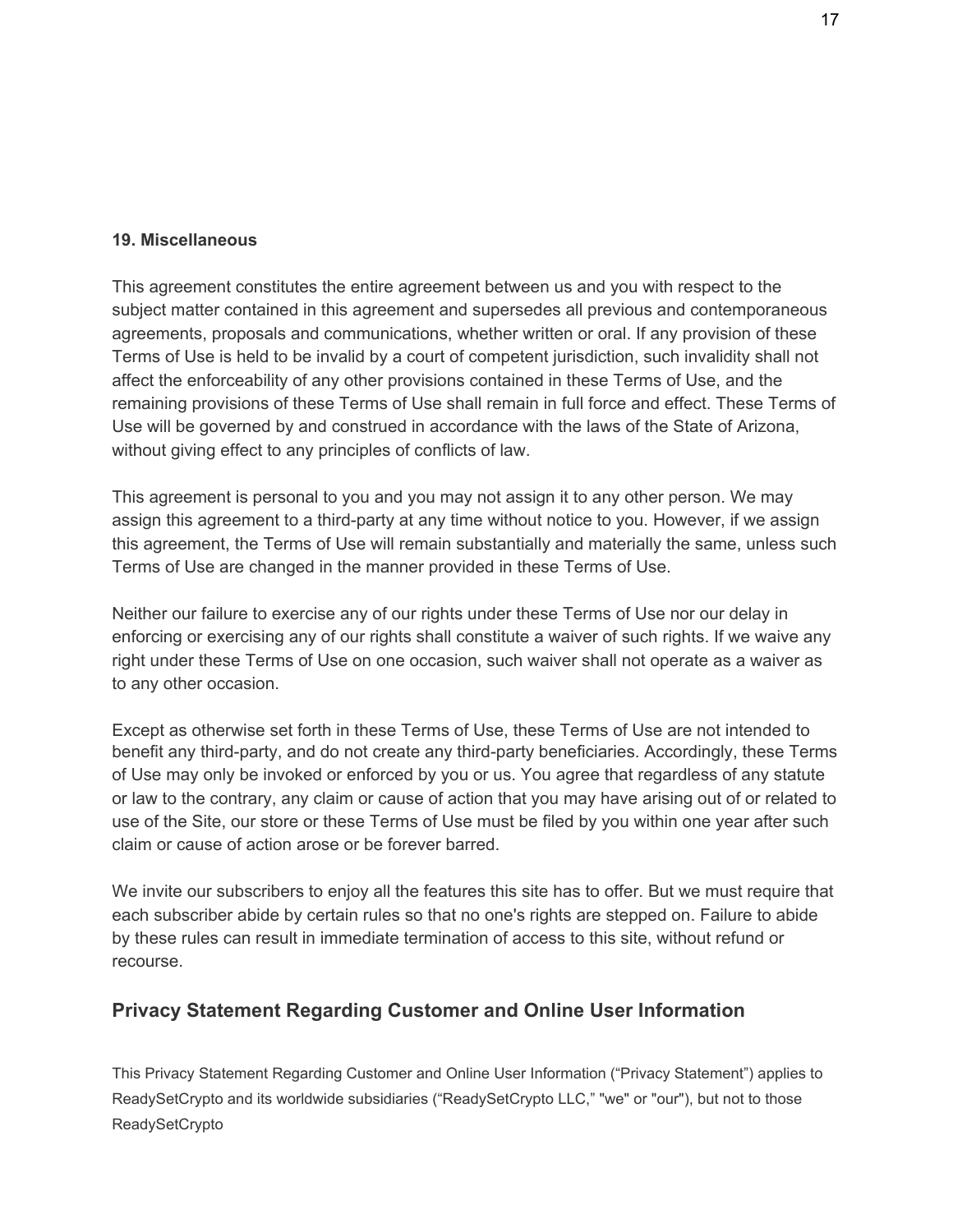### 19. Miscellaneous

This agreement constitutes the entire agreement between us and you with respect to the subject matter contained in this agreement and supersedes all previous and contemporaneous agreements, proposals and communications, whether written or oral. If any provision of these Terms of Use is held to be invalid by a court of competent jurisdiction, such invalidity shall not affect the enforceability of any other provisions contained in these Terms of Use, and the remaining provisions of these Terms of Use shall remain in full force and effect. These Terms of Use will be governed by and construed in accordance with the laws of the State of Arizona, without giving effect to any principles of conflicts of law.

This agreement is personal to you and you may not assign it to any other person. We may assign this agreement to a third-party at any time without notice to you. However, if we assign this agreement, the Terms of Use will remain substantially and materially the same, unless such Terms of Use are changed in the manner provided in these Terms of Use.

Neither our failure to exercise any of our rights under these Terms of Use nor our delay in enforcing or exercising any of our rights shall constitute a waiver of such rights. If we waive any right under these Terms of Use on one occasion, such waiver shall not operate as a waiver as to any other occasion.

Except as otherwise set forth in these Terms of Use, these Terms of Use are not intended to benefit any third-party, and do not create any third-party beneficiaries. Accordingly, these Terms of Use may only be invoked or enforced by you or us. You agree that regardless of any statute or law to the contrary, any claim or cause of action that you may have arising out of or related to use of the Site, our store or these Terms of Use must be filed by you within one year after such claim or cause of action arose or be forever barred.

We invite our subscribers to enjoy all the features this site has to offer. But we must require that each subscriber abide by certain rules so that no one's rights are stepped on. Failure to abide by these rules can result in immediate termination of access to this site, without refund or recourse.

## Privacy Statement Regarding Customer and Online User Information

This Privacy Statement Regarding Customer and Online User Information (“Privacy Statement”) applies to ReadySetCrypto and its worldwide subsidiaries (“ReadySetCrypto LLC,” "we" or "our"), but not to those ReadySetCrypto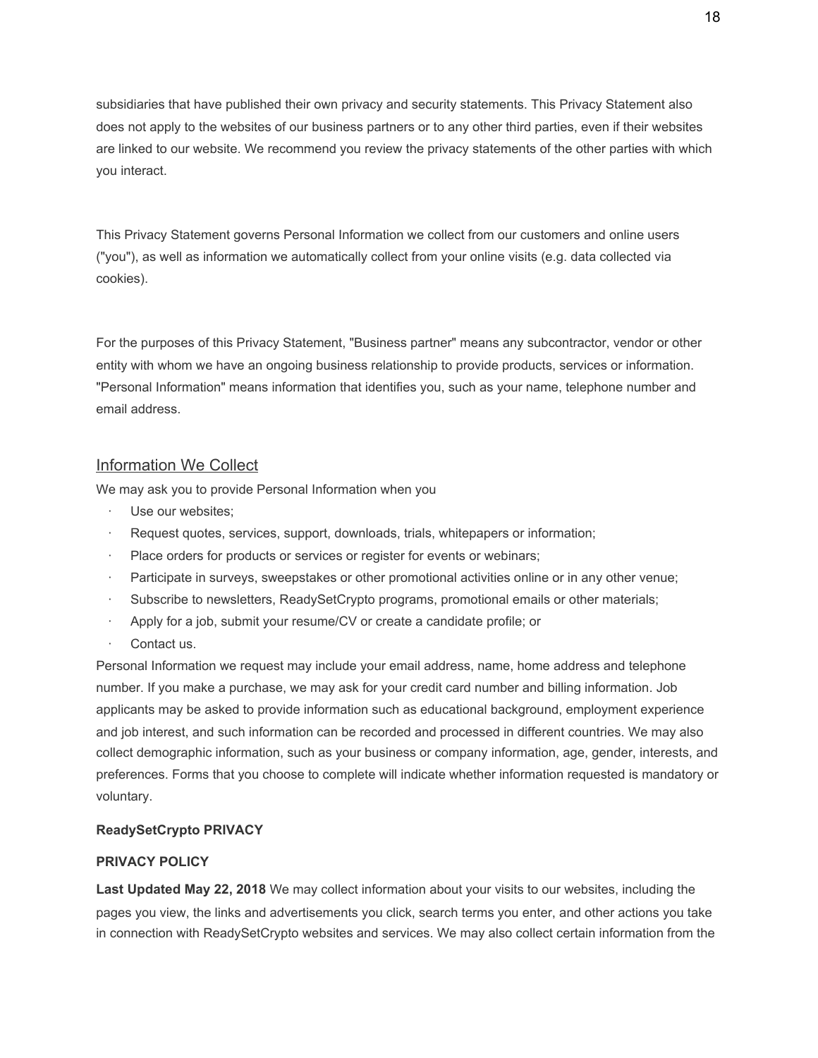subsidiaries that have published their own privacy and security statements. This Privacy Statement also does not apply to the websites of our business partners or to any other third parties, even if their websites are linked to our website. We recommend you review the privacy statements of the other parties with which you interact.

This Privacy Statement governs Personal Information we collect from our customers and online users ("you"), as well as information we automatically collect from your online visits (e.g. data collected via cookies).

For the purposes of this Privacy Statement, "Business partner" means any subcontractor, vendor or other entity with whom we have an ongoing business relationship to provide products, services or information. "Personal Information" means information that identifies you, such as your name, telephone number and email address.

## Information We Collect

We may ask you to provide Personal Information when you

- Use our websites;
- Request quotes, services, support, downloads, trials, whitepapers or information;
- Place orders for products or services or register for events or webinars;
- Participate in surveys, sweepstakes or other promotional activities online or in any other venue;
- Subscribe to newsletters, ReadySetCrypto programs, promotional emails or other materials;
- Apply for a job, submit your resume/CV or create a candidate profile; or
- Contact us.

Personal Information we request may include your email address, name, home address and telephone number. If you make a purchase, we may ask for your credit card number and billing information. Job applicants may be asked to provide information such as educational background, employment experience and job interest, and such information can be recorded and processed in different countries. We may also collect demographic information, such as your business or company information, age, gender, interests, and preferences. Forms that you choose to complete will indicate whether information requested is mandatory or voluntary.

**ReadySetCrypto PRIVACY**

**PRIVACY POLICY**

**Last Updated May 22, 2018** We may collect information about your visits to our websites, including the pages you view, the links and advertisements you click, search terms you enter, and other actions you take in connection with ReadySetCrypto websites and services. We may also collect certain information from the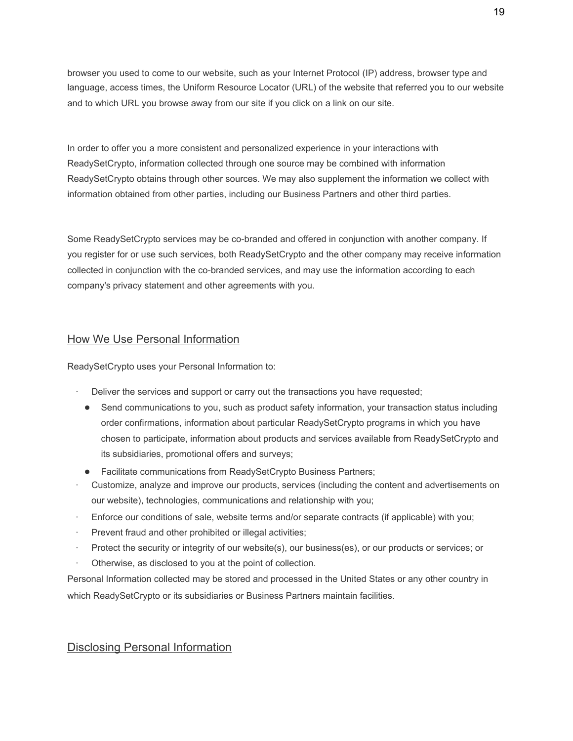browser you used to come to our website, such as your Internet Protocol (IP) address, browser type and language, access times, the Uniform Resource Locator (URL) of the website that referred you to our website and to which URL you browse away from our site if you click on a link on our site.

In order to offer you a more consistent and personalized experience in your interactions with ReadySetCrypto, information collected through one source may be combined with information ReadySetCrypto obtains through other sources. We may also supplement the information we collect with information obtained from other parties, including our Business Partners and other third parties.

Some ReadySetCrypto services may be co-branded and offered in conjunction with another company. If you register for or use such services, both ReadySetCrypto and the other company may receive information collected in conjunction with the co-branded services, and may use the information according to each company's privacy statement and other agreements with you.

## How We Use Personal Information

ReadySetCrypto uses your Personal Information to:

- Deliver the services and support or carry out the transactions you have requested;
  - Send communications to you, such as product safety information, your transaction status including order confirmations, information about particular ReadySetCrypto programs in which you have chosen to participate, information about products and services available from ReadySetCrypto and its subsidiaries, promotional offers and surveys;
  - Facilitate communications from ReadySetCrypto Business Partners;
- Customize, analyze and improve our products, services (including the content and advertisements on our website), technologies, communications and relationship with you;
- Enforce our conditions of sale, website terms and/or separate contracts (if applicable) with you;
- Prevent fraud and other prohibited or illegal activities;
- Protect the security or integrity of our website(s), our business(es), or our products or services; or
- Otherwise, as disclosed to you at the point of collection.

Personal Information collected may be stored and processed in the United States or any other country in which ReadySetCrypto or its subsidiaries or Business Partners maintain facilities.

## Disclosing Personal Information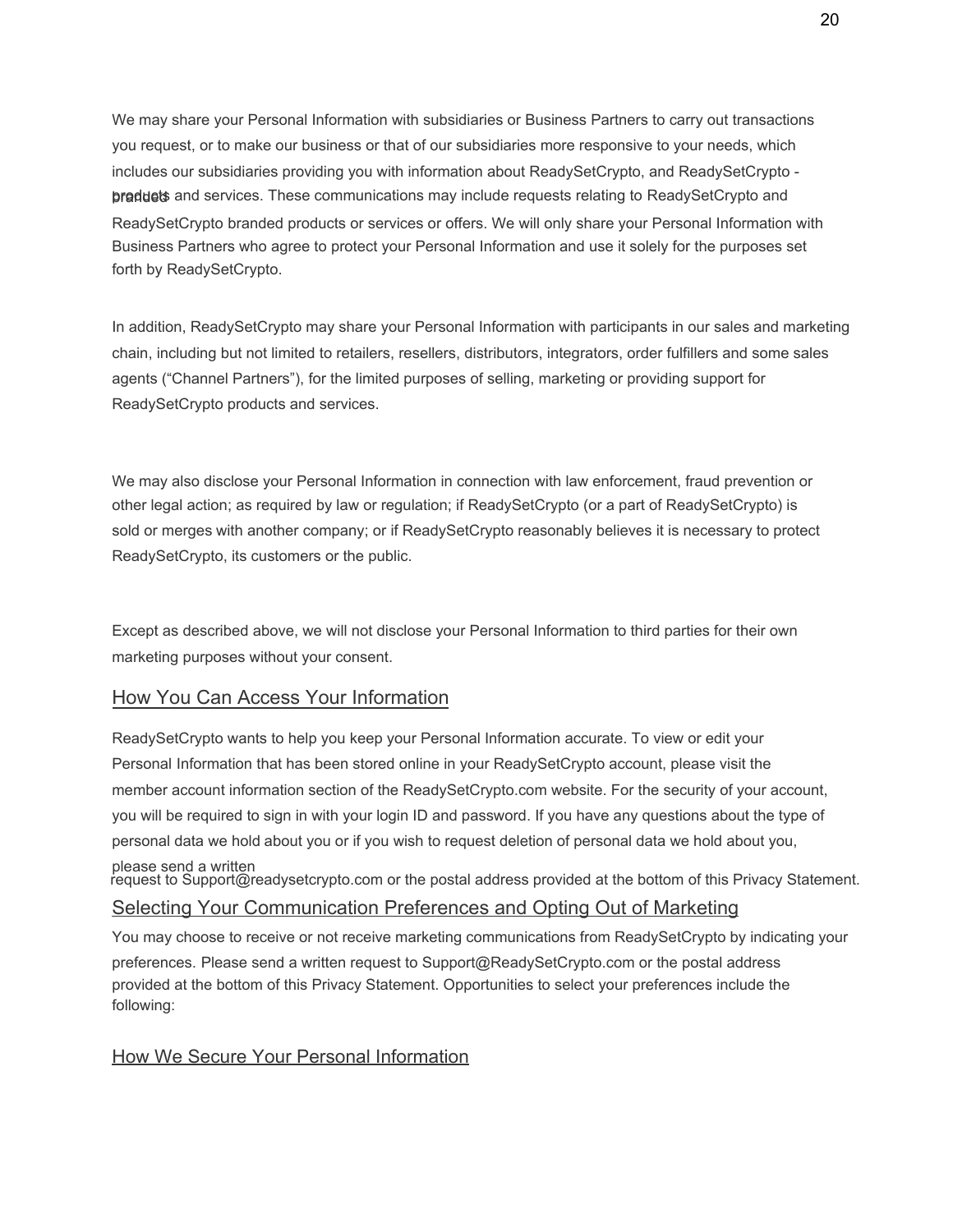We may share your Personal Information with subsidiaries or Business Partners to carry out transactions you request, or to make our business or that of our subsidiaries more responsive to your needs, which includes our subsidiaries providing you with information about ReadySetCrypto, and ReadySetCrypto - branded products and services. These communications may include requests relating to ReadySetCrypto and ReadySetCrypto branded products or services or offers. We will only share your Personal Information with Business Partners who agree to protect your Personal Information and use it solely for the purposes set forth by ReadySetCrypto.

In addition, ReadySetCrypto may share your Personal Information with participants in our sales and marketing chain, including but not limited to retailers, resellers, distributors, integrators, order fulfillers and some sales agents ("Channel Partners"), for the limited purposes of selling, marketing or providing support for ReadySetCrypto products and services.

We may also disclose your Personal Information in connection with law enforcement, fraud prevention or other legal action; as required by law or regulation; if ReadySetCrypto (or a part of ReadySetCrypto) is sold or merges with another company; or if ReadySetCrypto reasonably believes it is necessary to protect ReadySetCrypto, its customers or the public.

Except as described above, we will not disclose your Personal Information to third parties for their own marketing purposes without your consent.

## How You Can Access Your Information

ReadySetCrypto wants to help you keep your Personal Information accurate. To view or edit your Personal Information that has been stored online in your ReadySetCrypto account, please visit the member account information section of the ReadySetCrypto.com website. For the security of your account, you will be required to sign in with your login ID and password. If you have any questions about the type of personal data we hold about you or if you wish to request deletion of personal data we hold about you, please send a written request to Support@readysetcrypto.com or the postal address provided at the bottom of this Privacy Statement.

## Selecting Your Communication Preferences and Opting Out of Marketing

You may choose to receive or not receive marketing communications from ReadySetCrypto by indicating your preferences. Please send a written request to Support@ReadySetCrypto.com or the postal address provided at the bottom of this Privacy Statement. Opportunities to select your preferences include the following:

## How We Secure Your Personal Information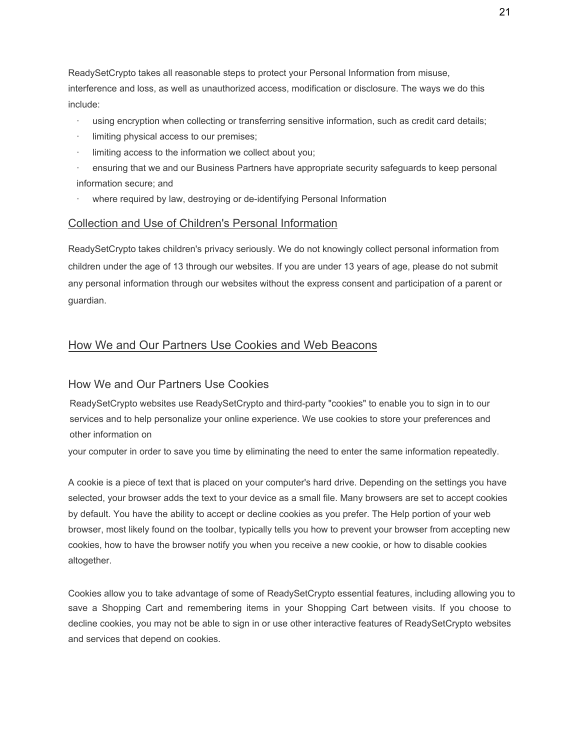ReadySetCrypto takes all reasonable steps to protect your Personal Information from misuse, interference and loss, as well as unauthorized access, modification or disclosure. The ways we do this include:

- using encryption when collecting or transferring sensitive information, such as credit card details;
- limiting physical access to our premises;
- limiting access to the information we collect about you;
- ensuring that we and our Business Partners have appropriate security safeguards to keep personal information secure; and
- where required by law, destroying or de-identifying Personal Information

## Collection and Use of Children's Personal Information

ReadySetCrypto takes children's privacy seriously. We do not knowingly collect personal information from children under the age of 13 through our websites. If you are under 13 years of age, please do not submit any personal information through our websites without the express consent and participation of a parent or guardian.

## How We and Our Partners Use Cookies and Web Beacons

### How We and Our Partners Use Cookies

ReadySetCrypto websites use ReadySetCrypto and third-party "cookies" to enable you to sign in to our services and to help personalize your online experience. We use cookies to store your preferences and other information on your computer in order to save you time by eliminating the need to enter the same information repeatedly.

A cookie is a piece of text that is placed on your computer's hard drive. Depending on the settings you have selected, your browser adds the text to your device as a small file. Many browsers are set to accept cookies by default. You have the ability to accept or decline cookies as you prefer. The Help portion of your web browser, most likely found on the toolbar, typically tells you how to prevent your browser from accepting new cookies, how to have the browser notify you when you receive a new cookie, or how to disable cookies altogether.

Cookies allow you to take advantage of some of ReadySetCrypto essential features, including allowing you to save a Shopping Cart and remembering items in your Shopping Cart between visits. If you choose to decline cookies, you may not be able to sign in or use other interactive features of ReadySetCrypto websites and services that depend on cookies.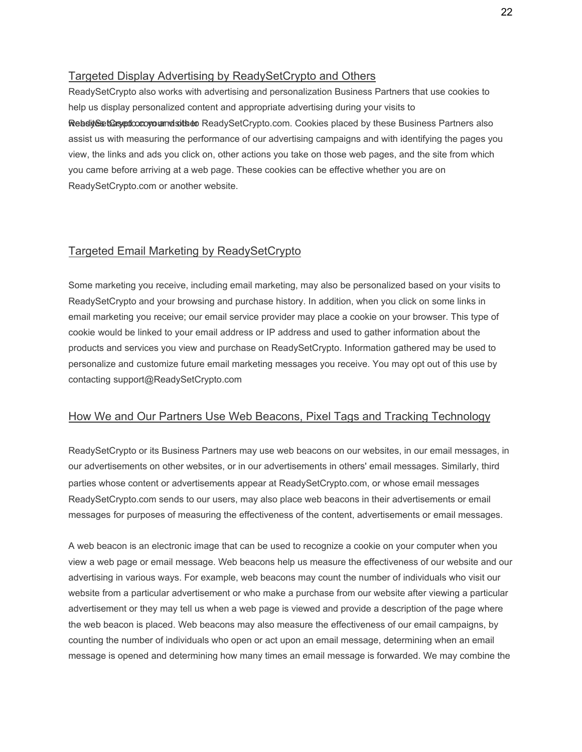## Targeted Display Advertising by ReadySetCrypto and Others

ReadySetCrypto also works with advertising and personalization Business Partners that use cookies to help us display personalized content and appropriate advertising during your visits to ReadySetCrypto.com and other websites based on your visits to ReadySetCrypto.com. Cookies placed by these Business Partners also assist us with measuring the performance of our advertising campaigns and with identifying the pages you view, the links and ads you click on, other actions you take on those web pages, and the site from which you came before arriving at a web page. These cookies can be effective whether you are on ReadySetCrypto.com or another website.

## Targeted Email Marketing by ReadySetCrypto

Some marketing you receive, including email marketing, may also be personalized based on your visits to ReadySetCrypto and your browsing and purchase history. In addition, when you click on some links in email marketing you receive; our email service provider may place a cookie on your browser. This type of cookie would be linked to your email address or IP address and used to gather information about the products and services you view and purchase on ReadySetCrypto. Information gathered may be used to personalize and customize future email marketing messages you receive. You may opt out of this use by contacting support@ReadySetCrypto.com

## How We and Our Partners Use Web Beacons, Pixel Tags and Tracking Technology

ReadySetCrypto or its Business Partners may use web beacons on our websites, in our email messages, in our advertisements on other websites, or in our advertisements in others' email messages. Similarly, third parties whose content or advertisements appear at ReadySetCrypto.com, or whose email messages ReadySetCrypto.com sends to our users, may also place web beacons in their advertisements or email messages for purposes of measuring the effectiveness of the content, advertisements or email messages.

A web beacon is an electronic image that can be used to recognize a cookie on your computer when you view a web page or email message. Web beacons help us measure the effectiveness of our website and our advertising in various ways. For example, web beacons may count the number of individuals who visit our website from a particular advertisement or who make a purchase from our website after viewing a particular advertisement or they may tell us when a web page is viewed and provide a description of the page where the web beacon is placed. Web beacons may also measure the effectiveness of our email campaigns, by counting the number of individuals who open or act upon an email message, determining when an email message is opened and determining how many times an email message is forwarded. We may combine the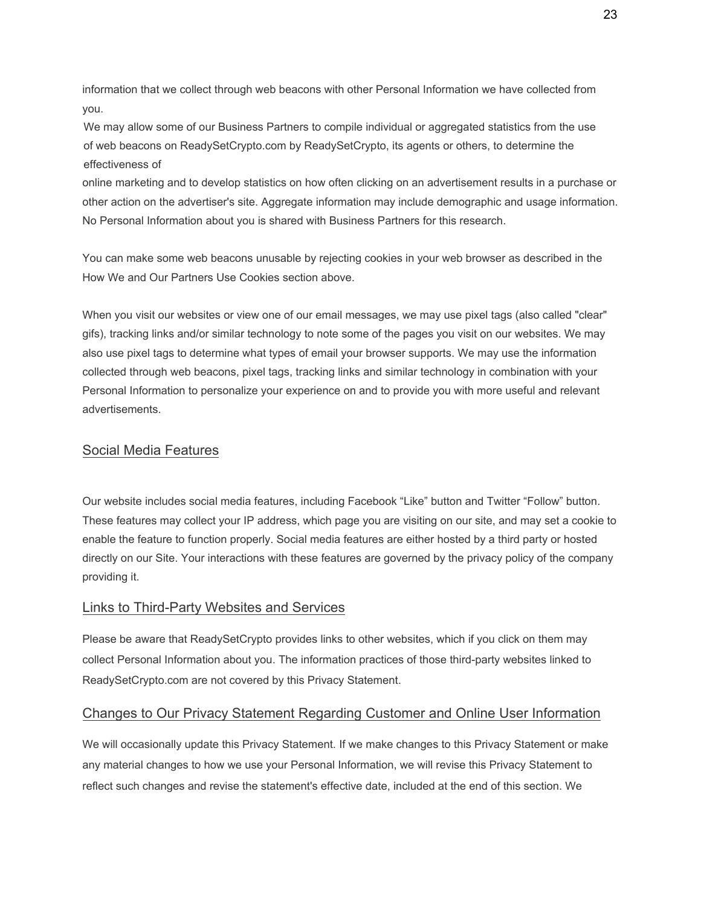information that we collect through web beacons with other Personal Information we have collected from you.

We may allow some of our Business Partners to compile individual or aggregated statistics from the use of web beacons on ReadySetCrypto.com by ReadySetCrypto, its agents or others, to determine the effectiveness of online marketing and to develop statistics on how often clicking on an advertisement results in a purchase or other action on the advertiser's site. Aggregate information may include demographic and usage information. No Personal Information about you is shared with Business Partners for this research.

You can make some web beacons unusable by rejecting cookies in your web browser as described in the How We and Our Partners Use Cookies section above.

When you visit our websites or view one of our email messages, we may use pixel tags (also called "clear" gifs), tracking links and/or similar technology to note some of the pages you visit on our websites. We may also use pixel tags to determine what types of email your browser supports. We may use the information collected through web beacons, pixel tags, tracking links and similar technology in combination with your Personal Information to personalize your experience on and to provide you with more useful and relevant advertisements.

## Social Media Features

Our website includes social media features, including Facebook “Like” button and Twitter “Follow” button. These features may collect your IP address, which page you are visiting on our site, and may set a cookie to enable the feature to function properly. Social media features are either hosted by a third party or hosted directly on our Site. Your interactions with these features are governed by the privacy policy of the company providing it.

## Links to Third-Party Websites and Services

Please be aware that ReadySetCrypto provides links to other websites, which if you click on them may collect Personal Information about you. The information practices of those third-party websites linked to ReadySetCrypto.com are not covered by this Privacy Statement.

## Changes to Our Privacy Statement Regarding Customer and Online User Information

We will occasionally update this Privacy Statement. If we make changes to this Privacy Statement or make any material changes to how we use your Personal Information, we will revise this Privacy Statement to reflect such changes and revise the statement's effective date, included at the end of this section. We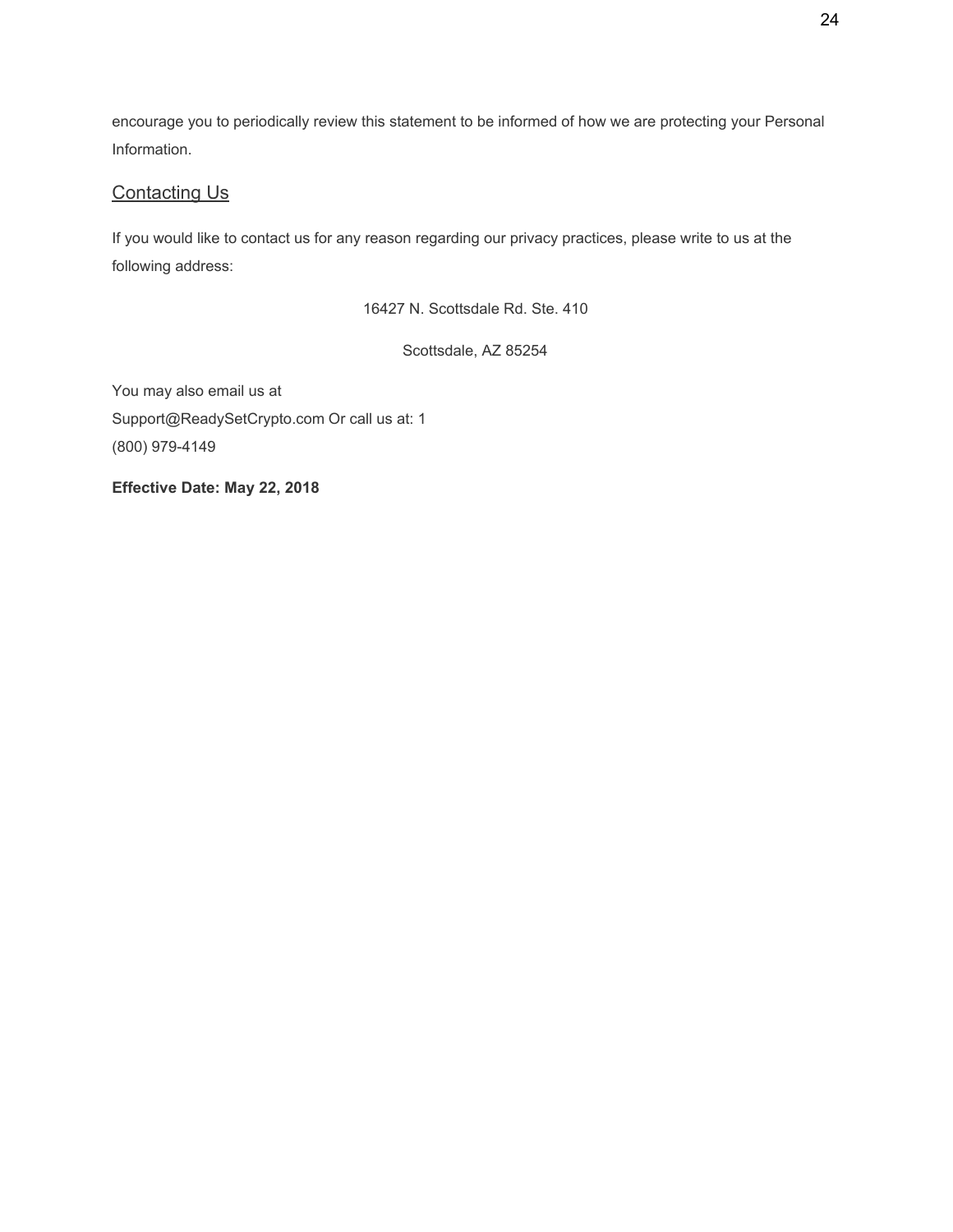encourage you to periodically review this statement to be informed of how we are protecting your Personal Information.

## Contacting Us

If you would like to contact us for any reason regarding our privacy practices, please write to us at the following address:

16427 N. Scottsdale Rd. Ste. 410

Scottsdale, AZ 85254

You may also email us at
Support@ReadySetCrypto.com Or call us at: 1
(800) 979-4149

**Effective Date: May 22, 2018**